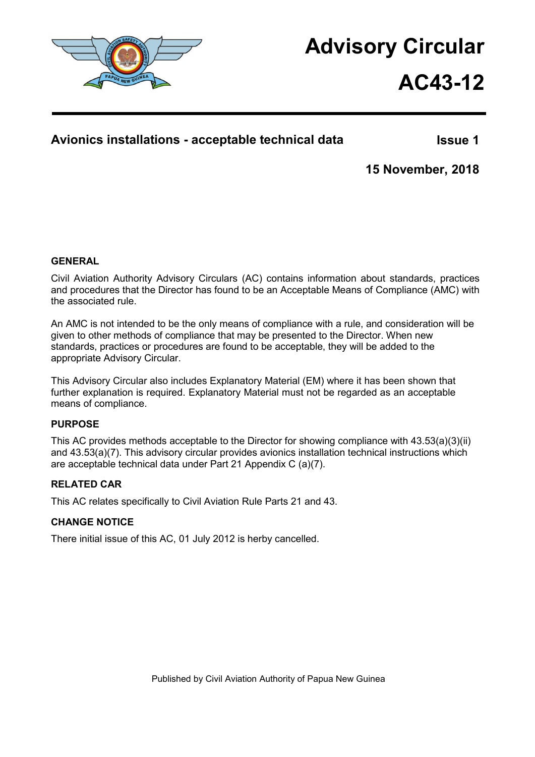# Advisory Circular

# AC43-12

## Avionics installations - acceptable technical data

**Issue 1**

**15 November, 2018**

### GENERAL

Civil Aviation Authority Advisory Circulars (AC) contains information about standards, practices and procedures that the Director has found to be an Acceptable Means of Compliance (AMC) with the associated rule.

An AMC is not intended to be the only means of compliance with a rule, and consideration will be given to other methods of compliance that may be presented to the Director. When new standards, practices or procedures are found to be acceptable, they will be added to the appropriate Advisory Circular.

This Advisory Circular also includes Explanatory Material (EM) where it has been shown that further explanation is required. Explanatory Material must not be regarded as an acceptable means of compliance.

### PURPOSE

This AC provides methods acceptable to the Director for showing compliance with 43.53(a)(3)(ii) and 43.53(a)(7). This advisory circular provides avionics installation technical instructions which are acceptable technical data under Part 21 Appendix C (a)(7).

### RELATED CAR

This AC relates specifically to Civil Aviation Rule Parts 21 and 43.

### CHANGE NOTICE

There initial issue of this AC, 01 July 2012 is herby cancelled.

Published by Civil Aviation Authority of Papua New Guinea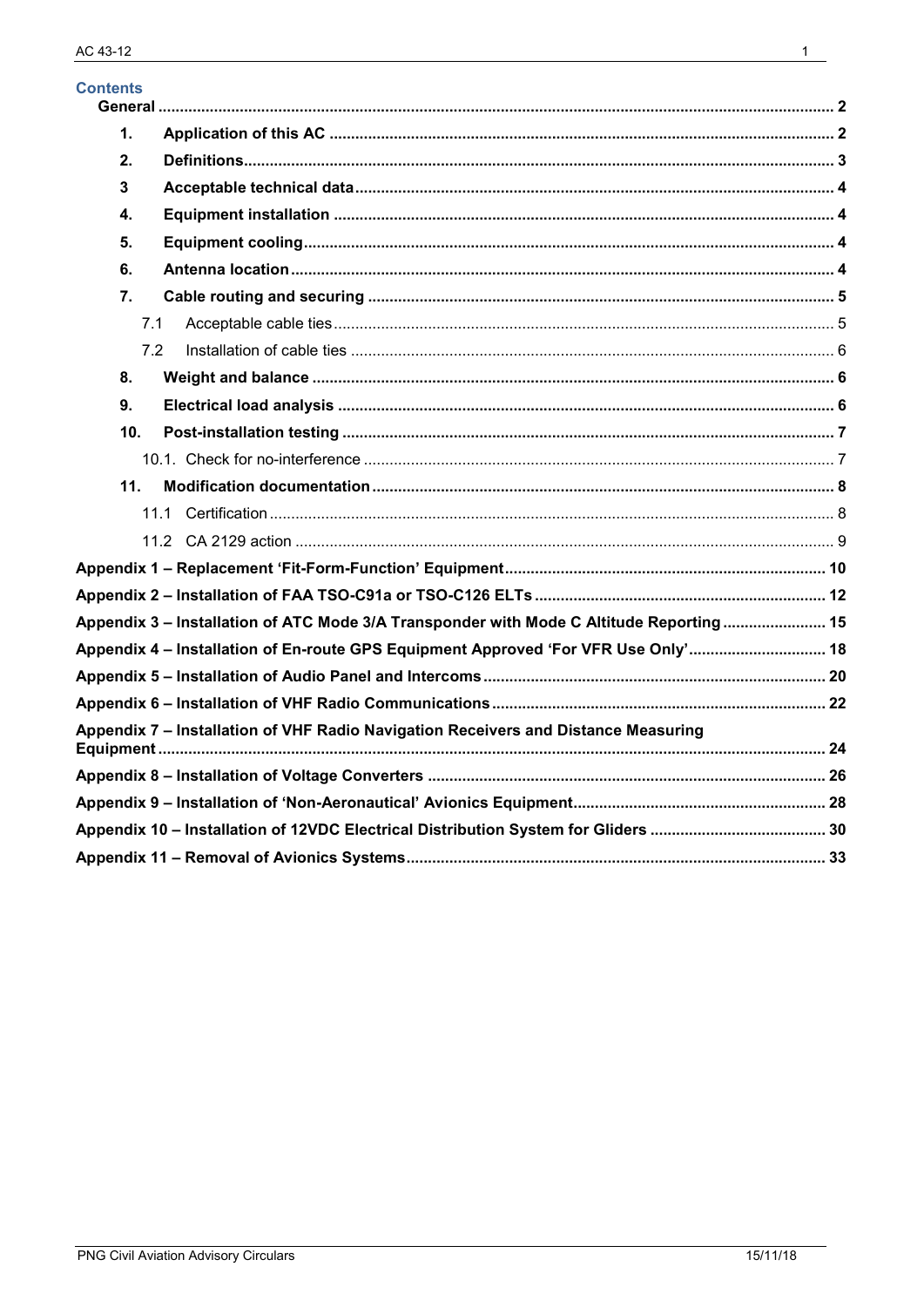## Contents

**General** ..... **2**

1. **Application of this AC** ..... **2**
2. **Definitions** ..... **3**
3. **Acceptable technical data** ..... **4**
4. **Equipment installation** ..... **4**
5. **Equipment cooling** ..... **4**
6. **Antenna location** ..... **4**
7. **Cable routing and securing** ..... **5**
   - 7.1 Acceptable cable ties ..... 5
   - 7.2 Installation of cable ties ..... 6
8. **Weight and balance** ..... **6**
9. **Electrical load analysis** ..... **6**
10. **Post-installation testing** ..... **7**
    - 10.1. Check for no-interference ..... 7
11. **Modification documentation** ..... **8**
    - 11.1 Certification ..... 8
    - 11.2 CA 2129 action ..... 9

**Appendix 1 – Replacement 'Fit-Form-Function' Equipment** ..... **10**

**Appendix 2 – Installation of FAA TSO-C91a or TSO-C126 ELTs** ..... **12**

**Appendix 3 – Installation of ATC Mode 3/A Transponder with Mode C Altitude Reporting** ..... **15**

**Appendix 4 – Installation of En-route GPS Equipment Approved 'For VFR Use Only'** ..... **18**

**Appendix 5 – Installation of Audio Panel and Intercoms** ..... **20**

**Appendix 6 – Installation of VHF Radio Communications** ..... **22**

**Appendix 7 – Installation of VHF Radio Navigation Receivers and Distance Measuring Equipment** ..... **24**

**Appendix 8 – Installation of Voltage Converters** ..... **26**

**Appendix 9 – Installation of 'Non-Aeronautical' Avionics Equipment** ..... **28**

**Appendix 10 – Installation of 12VDC Electrical Distribution System for Gliders** ..... **30**

**Appendix 11 – Removal of Avionics Systems** ..... **33**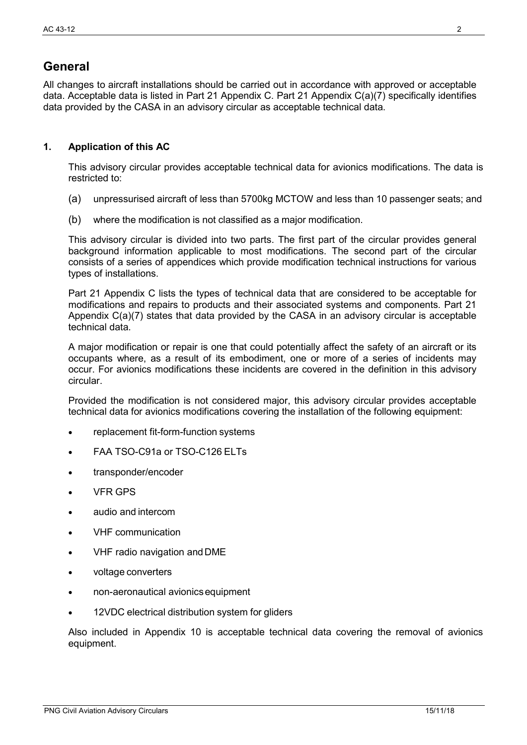# General

All changes to aircraft installations should be carried out in accordance with approved or acceptable data. Acceptable data is listed in Part 21 Appendix C. Part 21 Appendix C(a)(7) specifically identifies data provided by the CASA in an advisory circular as acceptable technical data.

## 1. Application of this AC

This advisory circular provides acceptable technical data for avionics modifications. The data is restricted to:

(a) unpressurised aircraft of less than 5700kg MCTOW and less than 10 passenger seats; and

(b) where the modification is not classified as a major modification.

This advisory circular is divided into two parts. The first part of the circular provides general background information applicable to most modifications. The second part of the circular consists of a series of appendices which provide modification technical instructions for various types of installations.

Part 21 Appendix C lists the types of technical data that are considered to be acceptable for modifications and repairs to products and their associated systems and components. Part 21 Appendix C(a)(7) states that data provided by the CASA in an advisory circular is acceptable technical data.

A major modification or repair is one that could potentially affect the safety of an aircraft or its occupants where, as a result of its embodiment, one or more of a series of incidents may occur. For avionics modifications these incidents are covered in the definition in this advisory circular.

Provided the modification is not considered major, this advisory circular provides acceptable technical data for avionics modifications covering the installation of the following equipment:

- replacement fit-form-function systems
- FAA TSO-C91a or TSO-C126 ELTs
- transponder/encoder
- VFR GPS
- audio and intercom
- VHF communication
- VHF radio navigation and DME
- voltage converters
- non-aeronautical avionics equipment
- 12VDC electrical distribution system for gliders

Also included in Appendix 10 is acceptable technical data covering the removal of avionics equipment.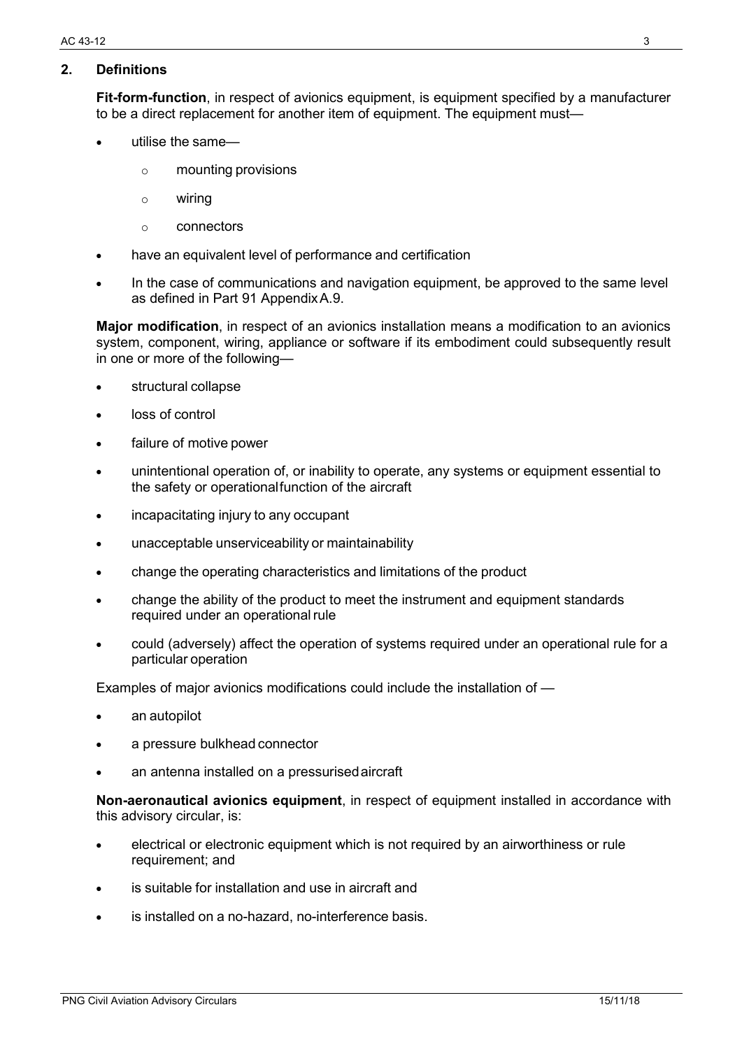## 2. Definitions

**Fit-form-function**, in respect of avionics equipment, is equipment specified by a manufacturer to be a direct replacement for another item of equipment. The equipment must—

- utilise the same—
  - mounting provisions
  - wiring
  - connectors
- have an equivalent level of performance and certification
- In the case of communications and navigation equipment, be approved to the same level as defined in Part 91 Appendix A.9.

**Major modification**, in respect of an avionics installation means a modification to an avionics system, component, wiring, appliance or software if its embodiment could subsequently result in one or more of the following—

- structural collapse
- loss of control
- failure of motive power
- unintentional operation of, or inability to operate, any systems or equipment essential to the safety or operational function of the aircraft
- incapacitating injury to any occupant
- unacceptable unserviceability or maintainability
- change the operating characteristics and limitations of the product
- change the ability of the product to meet the instrument and equipment standards required under an operational rule
- could (adversely) affect the operation of systems required under an operational rule for a particular operation

Examples of major avionics modifications could include the installation of —

- an autopilot
- a pressure bulkhead connector
- an antenna installed on a pressurised aircraft

**Non-aeronautical avionics equipment**, in respect of equipment installed in accordance with this advisory circular, is:

- electrical or electronic equipment which is not required by an airworthiness or rule requirement; and
- is suitable for installation and use in aircraft and
- is installed on a no-hazard, no-interference basis.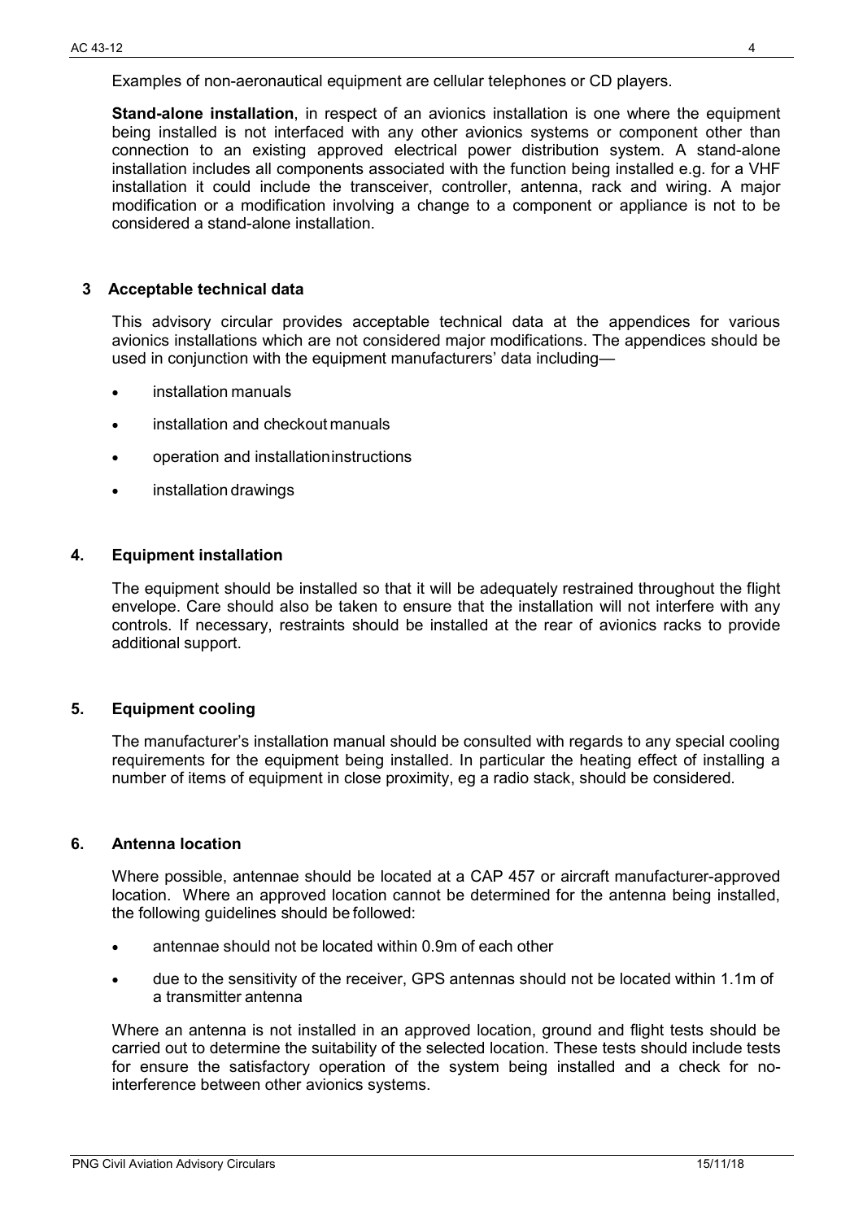Examples of non-aeronautical equipment are cellular telephones or CD players.

**Stand-alone installation**, in respect of an avionics installation is one where the equipment being installed is not interfaced with any other avionics systems or component other than connection to an existing approved electrical power distribution system. A stand-alone installation includes all components associated with the function being installed e.g. for a VHF installation it could include the transceiver, controller, antenna, rack and wiring. A major modification or a modification involving a change to a component or appliance is not to be considered a stand-alone installation.

## 3 Acceptable technical data

This advisory circular provides acceptable technical data at the appendices for various avionics installations which are not considered major modifications. The appendices should be used in conjunction with the equipment manufacturers' data including—

- installation manuals
- installation and checkout manuals
- operation and installation instructions
- installation drawings

## 4. Equipment installation

The equipment should be installed so that it will be adequately restrained throughout the flight envelope. Care should also be taken to ensure that the installation will not interfere with any controls. If necessary, restraints should be installed at the rear of avionics racks to provide additional support.

## 5. Equipment cooling

The manufacturer's installation manual should be consulted with regards to any special cooling requirements for the equipment being installed. In particular the heating effect of installing a number of items of equipment in close proximity, eg a radio stack, should be considered.

## 6. Antenna location

Where possible, antennae should be located at a CAP 457 or aircraft manufacturer-approved location. Where an approved location cannot be determined for the antenna being installed, the following guidelines should be followed:

- antennae should not be located within 0.9m of each other
- due to the sensitivity of the receiver, GPS antennas should not be located within 1.1m of a transmitter antenna

Where an antenna is not installed in an approved location, ground and flight tests should be carried out to determine the suitability of the selected location. These tests should include tests for ensure the satisfactory operation of the system being installed and a check for no-interference between other avionics systems.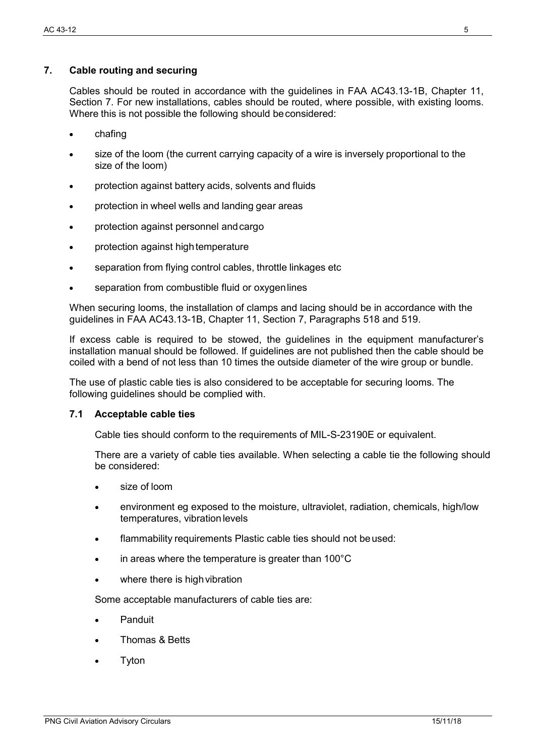## 7. Cable routing and securing

Cables should be routed in accordance with the guidelines in FAA AC43.13-1B, Chapter 11, Section 7. For new installations, cables should be routed, where possible, with existing looms. Where this is not possible the following should be considered:

- chafing
- size of the loom (the current carrying capacity of a wire is inversely proportional to the size of the loom)
- protection against battery acids, solvents and fluids
- protection in wheel wells and landing gear areas
- protection against personnel and cargo
- protection against high temperature
- separation from flying control cables, throttle linkages etc
- separation from combustible fluid or oxygen lines

When securing looms, the installation of clamps and lacing should be in accordance with the guidelines in FAA AC43.13-1B, Chapter 11, Section 7, Paragraphs 518 and 519.

If excess cable is required to be stowed, the guidelines in the equipment manufacturer's installation manual should be followed. If guidelines are not published then the cable should be coiled with a bend of not less than 10 times the outside diameter of the wire group or bundle.

The use of plastic cable ties is also considered to be acceptable for securing looms. The following guidelines should be complied with.

### 7.1 Acceptable cable ties

Cable ties should conform to the requirements of MIL-S-23190E or equivalent.

There are a variety of cable ties available. When selecting a cable tie the following should be considered:

- size of loom
- environment eg exposed to the moisture, ultraviolet, radiation, chemicals, high/low temperatures, vibration levels
- flammability requirements Plastic cable ties should not be used:
- in areas where the temperature is greater than 100°C
- where there is high vibration

Some acceptable manufacturers of cable ties are:

- Panduit
- Thomas & Betts
- Tyton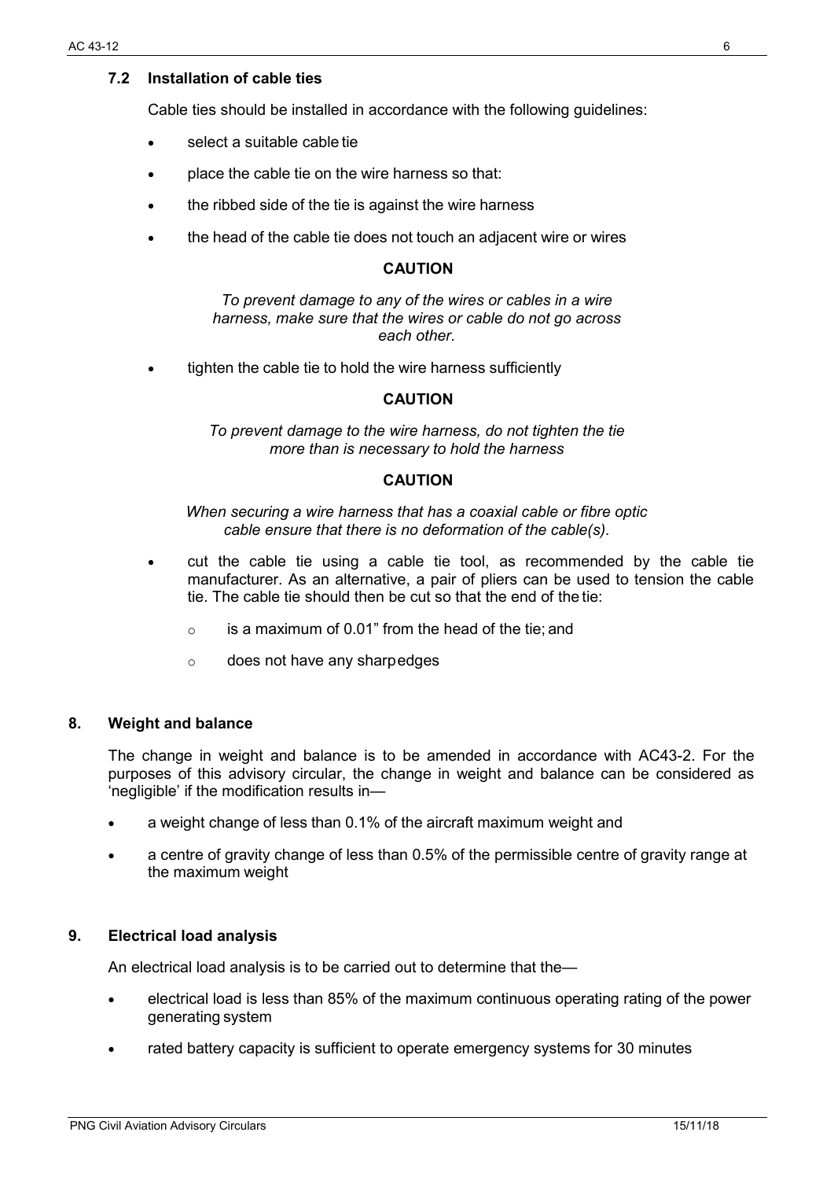### 7.2 Installation of cable ties

Cable ties should be installed in accordance with the following guidelines:

- select a suitable cable tie
- place the cable tie on the wire harness so that:
- the ribbed side of the tie is against the wire harness
- the head of the cable tie does not touch an adjacent wire or wires

**CAUTION**

*To prevent damage to any of the wires or cables in a wire harness, make sure that the wires or cable do not go across each other.*

- tighten the cable tie to hold the wire harness sufficiently

**CAUTION**

*To prevent damage to the wire harness, do not tighten the tie more than is necessary to hold the harness*

**CAUTION**

*When securing a wire harness that has a coaxial cable or fibre optic cable ensure that there is no deformation of the cable(s).*

- cut the cable tie using a cable tie tool, as recommended by the cable tie manufacturer. As an alternative, a pair of pliers can be used to tension the cable tie. The cable tie should then be cut so that the end of the tie:
    - is a maximum of 0.01" from the head of the tie; and
    - does not have any sharp edges

## 8. Weight and balance

The change in weight and balance is to be amended in accordance with AC43-2. For the purposes of this advisory circular, the change in weight and balance can be considered as 'negligible' if the modification results in—

- a weight change of less than 0.1% of the aircraft maximum weight and
- a centre of gravity change of less than 0.5% of the permissible centre of gravity range at the maximum weight

## 9. Electrical load analysis

An electrical load analysis is to be carried out to determine that the—

- electrical load is less than 85% of the maximum continuous operating rating of the power generating system
- rated battery capacity is sufficient to operate emergency systems for 30 minutes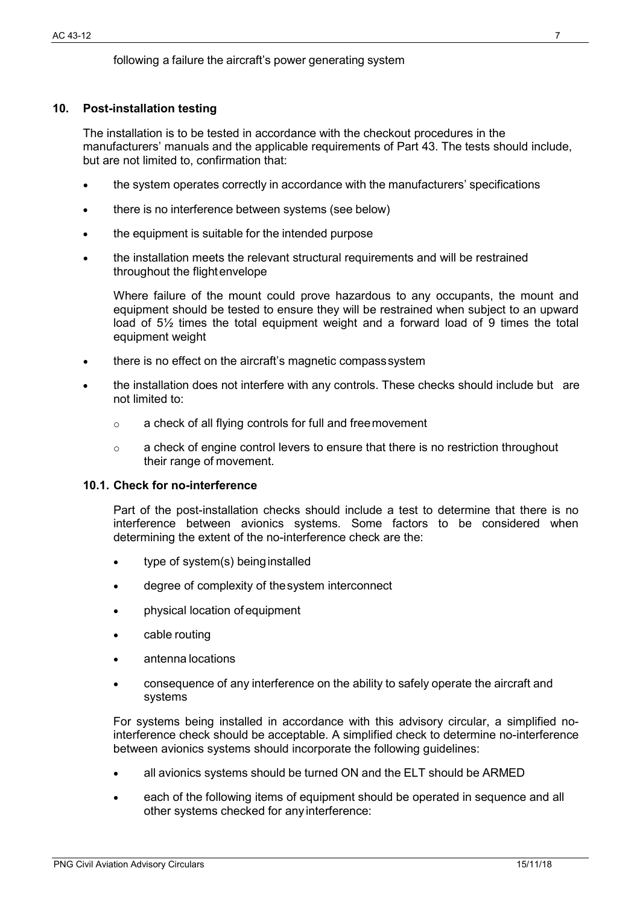following a failure the aircraft's power generating system

## 10. Post-installation testing

The installation is to be tested in accordance with the checkout procedures in the manufacturers' manuals and the applicable requirements of Part 43. The tests should include, but are not limited to, confirmation that:

- the system operates correctly in accordance with the manufacturers' specifications
- there is no interference between systems (see below)
- the equipment is suitable for the intended purpose
- the installation meets the relevant structural requirements and will be restrained throughout the flight envelope

  Where failure of the mount could prove hazardous to any occupants, the mount and equipment should be tested to ensure they will be restrained when subject to an upward load of 5½ times the total equipment weight and a forward load of 9 times the total equipment weight

- there is no effect on the aircraft's magnetic compass system
- the installation does not interfere with any controls. These checks should include but are not limited to:
  - a check of all flying controls for full and free movement
  - a check of engine control levers to ensure that there is no restriction throughout their range of movement.

### 10.1. Check for no-interference

Part of the post-installation checks should include a test to determine that there is no interference between avionics systems. Some factors to be considered when determining the extent of the no-interference check are the:

- type of system(s) being installed
- degree of complexity of the system interconnect
- physical location of equipment
- cable routing
- antenna locations
- consequence of any interference on the ability to safely operate the aircraft and systems

For systems being installed in accordance with this advisory circular, a simplified no-interference check should be acceptable. A simplified check to determine no-interference between avionics systems should incorporate the following guidelines:

- all avionics systems should be turned ON and the ELT should be ARMED
- each of the following items of equipment should be operated in sequence and all other systems checked for any interference: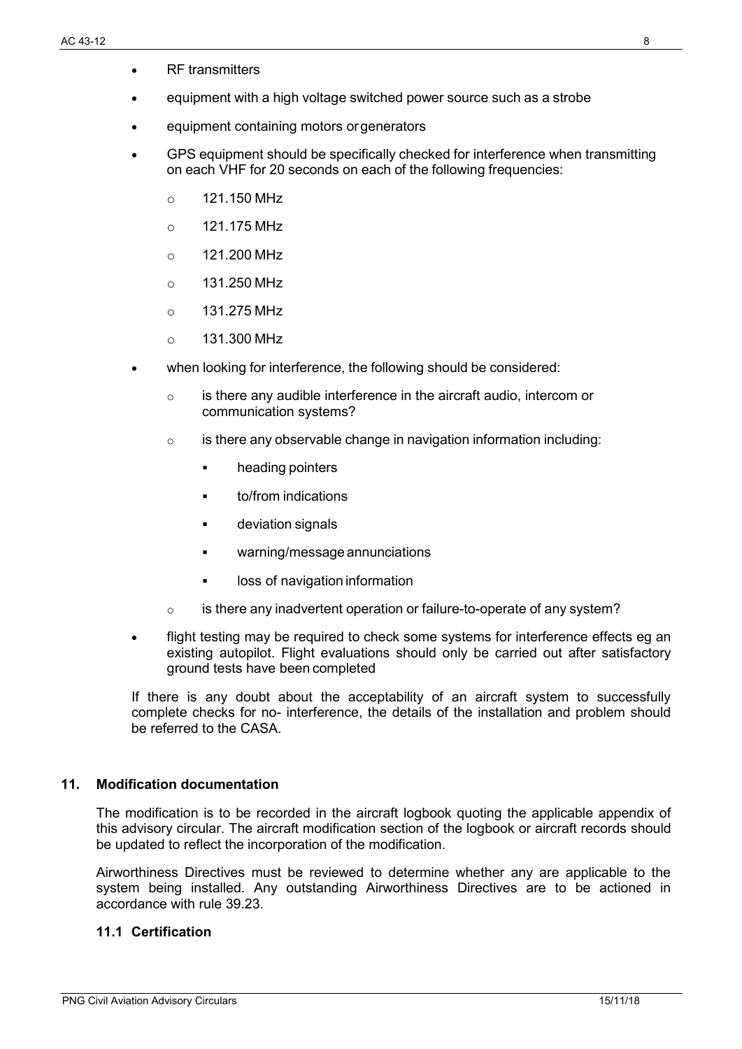- RF transmitters
- equipment with a high voltage switched power source such as a strobe
- equipment containing motors or generators
- GPS equipment should be specifically checked for interference when transmitting on each VHF for 20 seconds on each of the following frequencies:
  - 121.150 MHz
  - 121.175 MHz
  - 121.200 MHz
  - 131.250 MHz
  - 131.275 MHz
  - 131.300 MHz
- when looking for interference, the following should be considered:
  - is there any audible interference in the aircraft audio, intercom or communication systems?
  - is there any observable change in navigation information including:
    - heading pointers
    - to/from indications
    - deviation signals
    - warning/message annunciations
    - loss of navigation information
  - is there any inadvertent operation or failure-to-operate of any system?
- flight testing may be required to check some systems for interference effects eg an existing autopilot. Flight evaluations should only be carried out after satisfactory ground tests have been completed

If there is any doubt about the acceptability of an aircraft system to successfully complete checks for no- interference, the details of the installation and problem should be referred to the CASA.

## 11. Modification documentation

The modification is to be recorded in the aircraft logbook quoting the applicable appendix of this advisory circular. The aircraft modification section of the logbook or aircraft records should be updated to reflect the incorporation of the modification.

Airworthiness Directives must be reviewed to determine whether any are applicable to the system being installed. Any outstanding Airworthiness Directives are to be actioned in accordance with rule 39.23.

### 11.1 Certification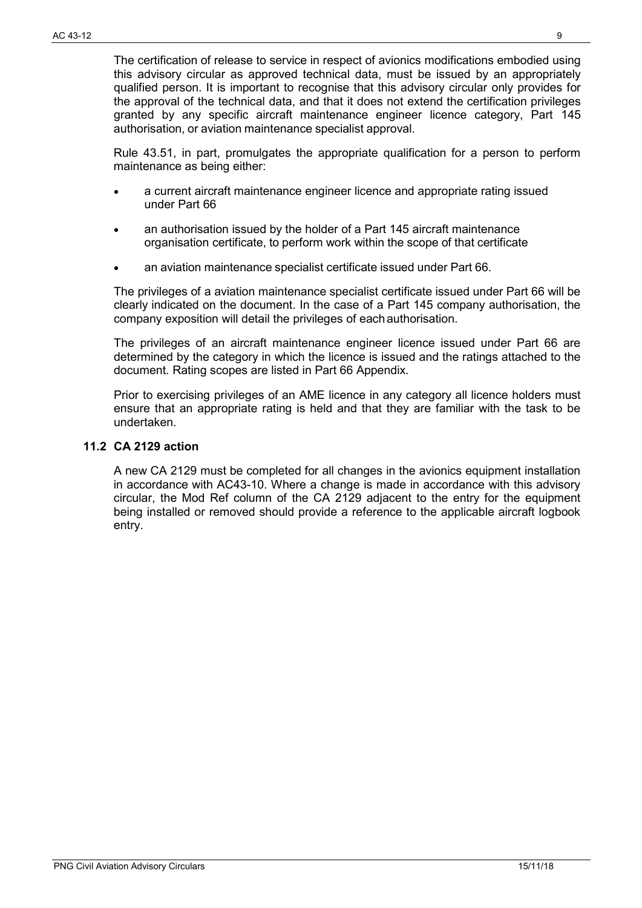The certification of release to service in respect of avionics modifications embodied using this advisory circular as approved technical data, must be issued by an appropriately qualified person. It is important to recognise that this advisory circular only provides for the approval of the technical data, and that it does not extend the certification privileges granted by any specific aircraft maintenance engineer licence category, Part 145 authorisation, or aviation maintenance specialist approval.

Rule 43.51, in part, promulgates the appropriate qualification for a person to perform maintenance as being either:

- a current aircraft maintenance engineer licence and appropriate rating issued under Part 66
- an authorisation issued by the holder of a Part 145 aircraft maintenance organisation certificate, to perform work within the scope of that certificate
- an aviation maintenance specialist certificate issued under Part 66.

The privileges of a aviation maintenance specialist certificate issued under Part 66 will be clearly indicated on the document. In the case of a Part 145 company authorisation, the company exposition will detail the privileges of each authorisation.

The privileges of an aircraft maintenance engineer licence issued under Part 66 are determined by the category in which the licence is issued and the ratings attached to the document. Rating scopes are listed in Part 66 Appendix.

Prior to exercising privileges of an AME licence in any category all licence holders must ensure that an appropriate rating is held and that they are familiar with the task to be undertaken.

### 11.2 CA 2129 action

A new CA 2129 must be completed for all changes in the avionics equipment installation in accordance with AC43-10. Where a change is made in accordance with this advisory circular, the Mod Ref column of the CA 2129 adjacent to the entry for the equipment being installed or removed should provide a reference to the applicable aircraft logbook entry.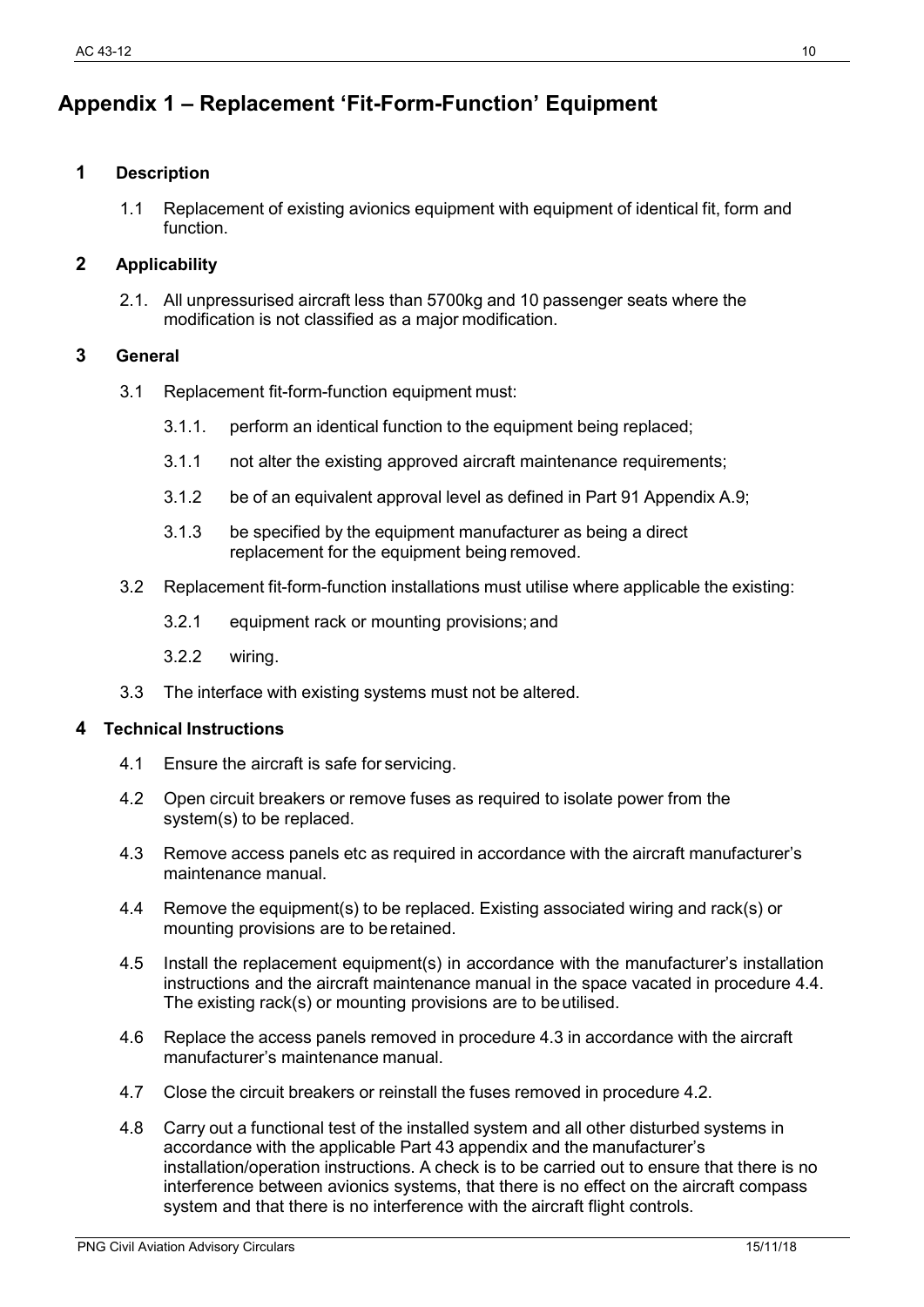# Appendix 1 – Replacement 'Fit-Form-Function' Equipment

## 1 Description

1.1 Replacement of existing avionics equipment with equipment of identical fit, form and function.

## 2 Applicability

2.1. All unpressurised aircraft less than 5700kg and 10 passenger seats where the modification is not classified as a major modification.

## 3 General

3.1 Replacement fit-form-function equipment must:

3.1.1. perform an identical function to the equipment being replaced;

3.1.1 not alter the existing approved aircraft maintenance requirements;

3.1.2 be of an equivalent approval level as defined in Part 91 Appendix A.9;

3.1.3 be specified by the equipment manufacturer as being a direct replacement for the equipment being removed.

3.2 Replacement fit-form-function installations must utilise where applicable the existing:

3.2.1 equipment rack or mounting provisions; and

3.2.2 wiring.

3.3 The interface with existing systems must not be altered.

## 4 Technical Instructions

4.1 Ensure the aircraft is safe for servicing.

4.2 Open circuit breakers or remove fuses as required to isolate power from the system(s) to be replaced.

4.3 Remove access panels etc as required in accordance with the aircraft manufacturer's maintenance manual.

4.4 Remove the equipment(s) to be replaced. Existing associated wiring and rack(s) or mounting provisions are to be retained.

4.5 Install the replacement equipment(s) in accordance with the manufacturer's installation instructions and the aircraft maintenance manual in the space vacated in procedure 4.4. The existing rack(s) or mounting provisions are to be utilised.

4.6 Replace the access panels removed in procedure 4.3 in accordance with the aircraft manufacturer's maintenance manual.

4.7 Close the circuit breakers or reinstall the fuses removed in procedure 4.2.

4.8 Carry out a functional test of the installed system and all other disturbed systems in accordance with the applicable Part 43 appendix and the manufacturer's installation/operation instructions. A check is to be carried out to ensure that there is no interference between avionics systems, that there is no effect on the aircraft compass system and that there is no interference with the aircraft flight controls.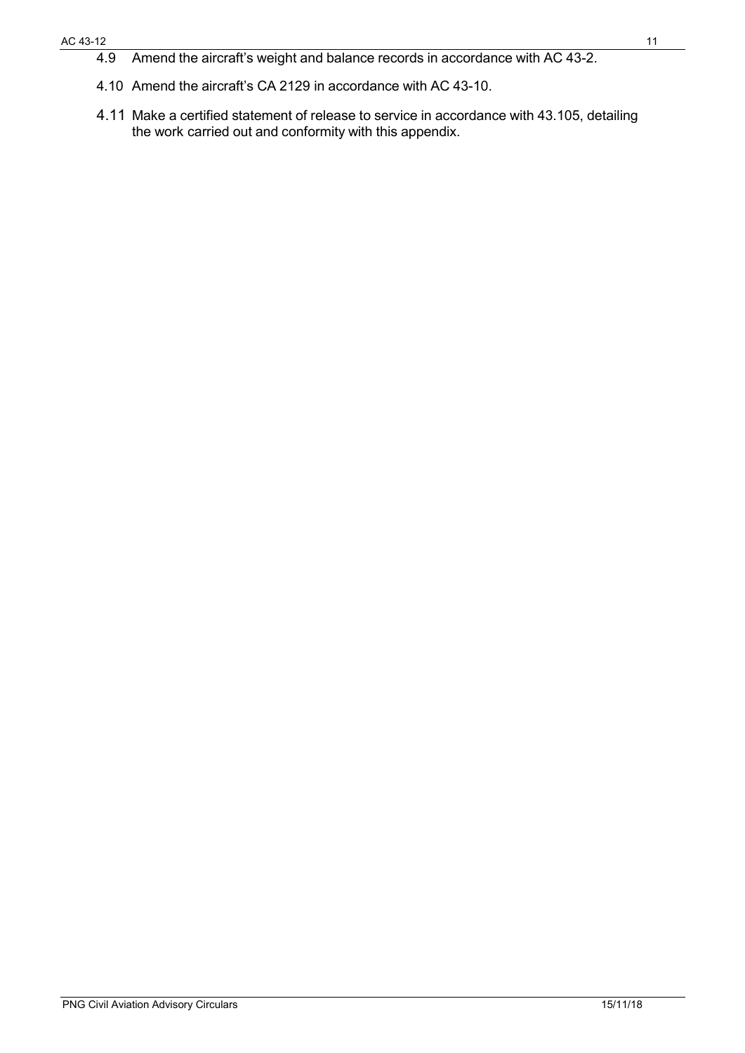4.9 Amend the aircraft's weight and balance records in accordance with AC 43-2.

4.10 Amend the aircraft's CA 2129 in accordance with AC 43-10.

4.11 Make a certified statement of release to service in accordance with 43.105, detailing the work carried out and conformity with this appendix.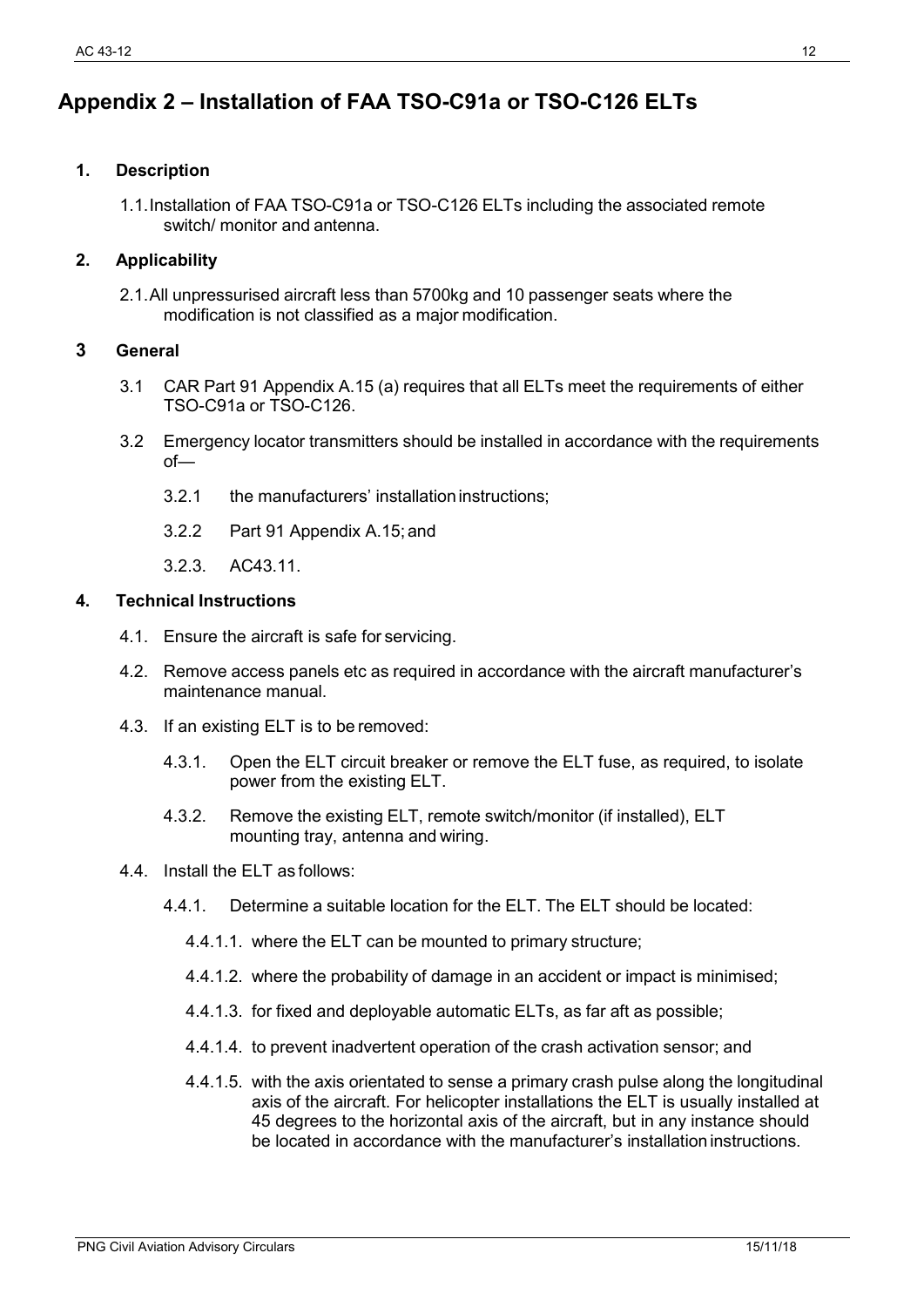# Appendix 2 – Installation of FAA TSO-C91a or TSO-C126 ELTs

## 1. Description

1.1. Installation of FAA TSO-C91a or TSO-C126 ELTs including the associated remote switch/ monitor and antenna.

## 2. Applicability

2.1. All unpressurised aircraft less than 5700kg and 10 passenger seats where the modification is not classified as a major modification.

## 3 General

3.1 CAR Part 91 Appendix A.15 (a) requires that all ELTs meet the requirements of either TSO-C91a or TSO-C126.

3.2 Emergency locator transmitters should be installed in accordance with the requirements of—

- 3.2.1 the manufacturers' installation instructions;
- 3.2.2 Part 91 Appendix A.15; and
- 3.2.3. AC43.11.

## 4. Technical Instructions

4.1. Ensure the aircraft is safe for servicing.

4.2. Remove access panels etc as required in accordance with the aircraft manufacturer's maintenance manual.

4.3. If an existing ELT is to be removed:

- 4.3.1. Open the ELT circuit breaker or remove the ELT fuse, as required, to isolate power from the existing ELT.
- 4.3.2. Remove the existing ELT, remote switch/monitor (if installed), ELT mounting tray, antenna and wiring.

4.4. Install the ELT as follows:

- 4.4.1. Determine a suitable location for the ELT. The ELT should be located:
  - 4.4.1.1. where the ELT can be mounted to primary structure;
  - 4.4.1.2. where the probability of damage in an accident or impact is minimised;
  - 4.4.1.3. for fixed and deployable automatic ELTs, as far aft as possible;
  - 4.4.1.4. to prevent inadvertent operation of the crash activation sensor; and
  - 4.4.1.5. with the axis orientated to sense a primary crash pulse along the longitudinal axis of the aircraft. For helicopter installations the ELT is usually installed at 45 degrees to the horizontal axis of the aircraft, but in any instance should be located in accordance with the manufacturer's installation instructions.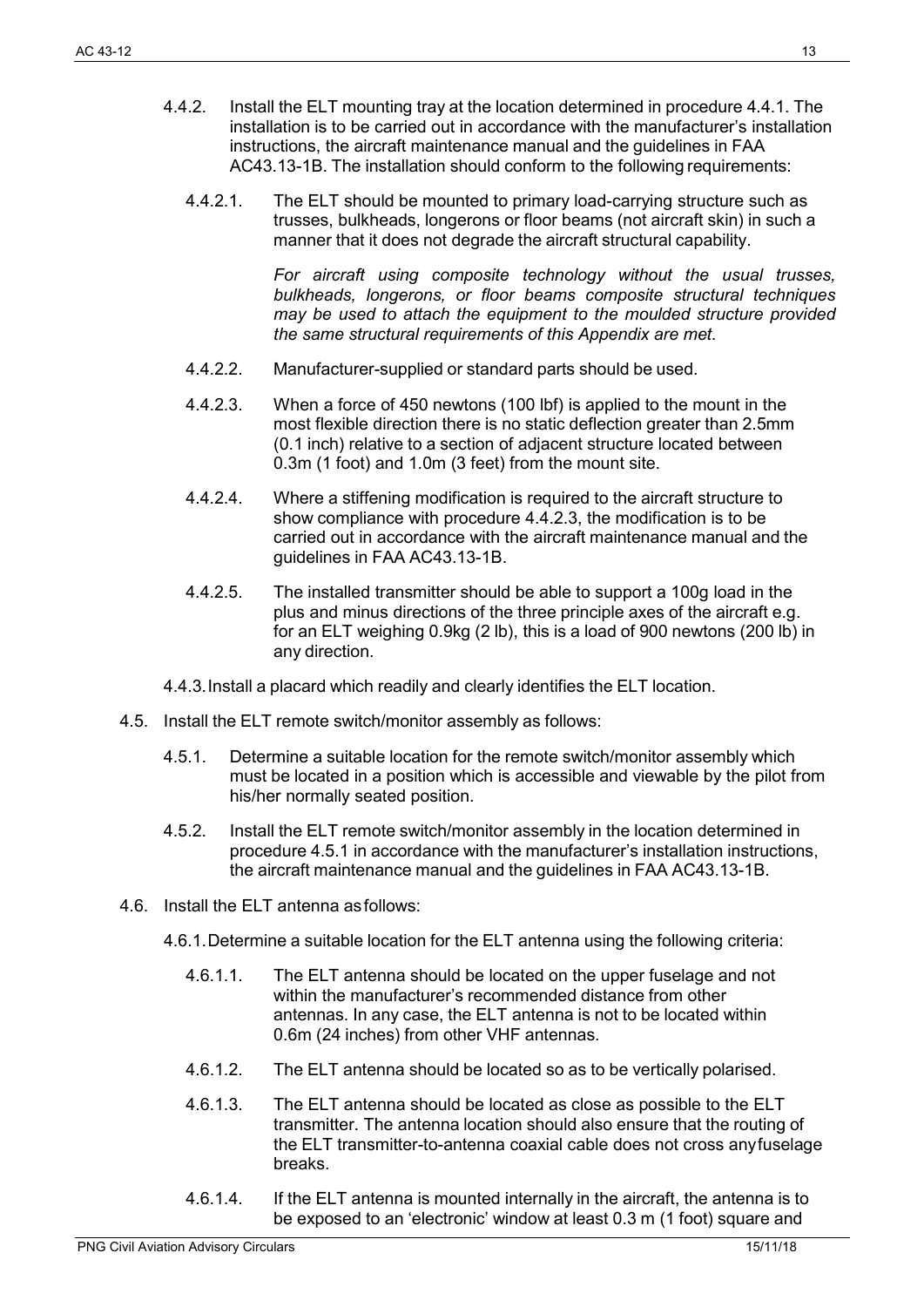4.4.2. Install the ELT mounting tray at the location determined in procedure 4.4.1. The installation is to be carried out in accordance with the manufacturer's installation instructions, the aircraft maintenance manual and the guidelines in FAA AC43.13-1B. The installation should conform to the following requirements:

4.4.2.1. The ELT should be mounted to primary load-carrying structure such as trusses, bulkheads, longerons or floor beams (not aircraft skin) in such a manner that it does not degrade the aircraft structural capability.

*For aircraft using composite technology without the usual trusses, bulkheads, longerons, or floor beams composite structural techniques may be used to attach the equipment to the moulded structure provided the same structural requirements of this Appendix are met.*

4.4.2.2. Manufacturer-supplied or standard parts should be used.

4.4.2.3. When a force of 450 newtons (100 lbf) is applied to the mount in the most flexible direction there is no static deflection greater than 2.5mm (0.1 inch) relative to a section of adjacent structure located between 0.3m (1 foot) and 1.0m (3 feet) from the mount site.

4.4.2.4. Where a stiffening modification is required to the aircraft structure to show compliance with procedure 4.4.2.3, the modification is to be carried out in accordance with the aircraft maintenance manual and the guidelines in FAA AC43.13-1B.

4.4.2.5. The installed transmitter should be able to support a 100g load in the plus and minus directions of the three principle axes of the aircraft e.g. for an ELT weighing 0.9kg (2 lb), this is a load of 900 newtons (200 lb) in any direction.

4.4.3. Install a placard which readily and clearly identifies the ELT location.

4.5. Install the ELT remote switch/monitor assembly as follows:

4.5.1. Determine a suitable location for the remote switch/monitor assembly which must be located in a position which is accessible and viewable by the pilot from his/her normally seated position.

4.5.2. Install the ELT remote switch/monitor assembly in the location determined in procedure 4.5.1 in accordance with the manufacturer's installation instructions, the aircraft maintenance manual and the guidelines in FAA AC43.13-1B.

4.6. Install the ELT antenna as follows:

4.6.1. Determine a suitable location for the ELT antenna using the following criteria:

4.6.1.1. The ELT antenna should be located on the upper fuselage and not within the manufacturer's recommended distance from other antennas. In any case, the ELT antenna is not to be located within 0.6m (24 inches) from other VHF antennas.

4.6.1.2. The ELT antenna should be located so as to be vertically polarised.

4.6.1.3. The ELT antenna should be located as close as possible to the ELT transmitter. The antenna location should also ensure that the routing of the ELT transmitter-to-antenna coaxial cable does not cross any fuselage breaks.

4.6.1.4. If the ELT antenna is mounted internally in the aircraft, the antenna is to be exposed to an 'electronic' window at least 0.3 m (1 foot) square and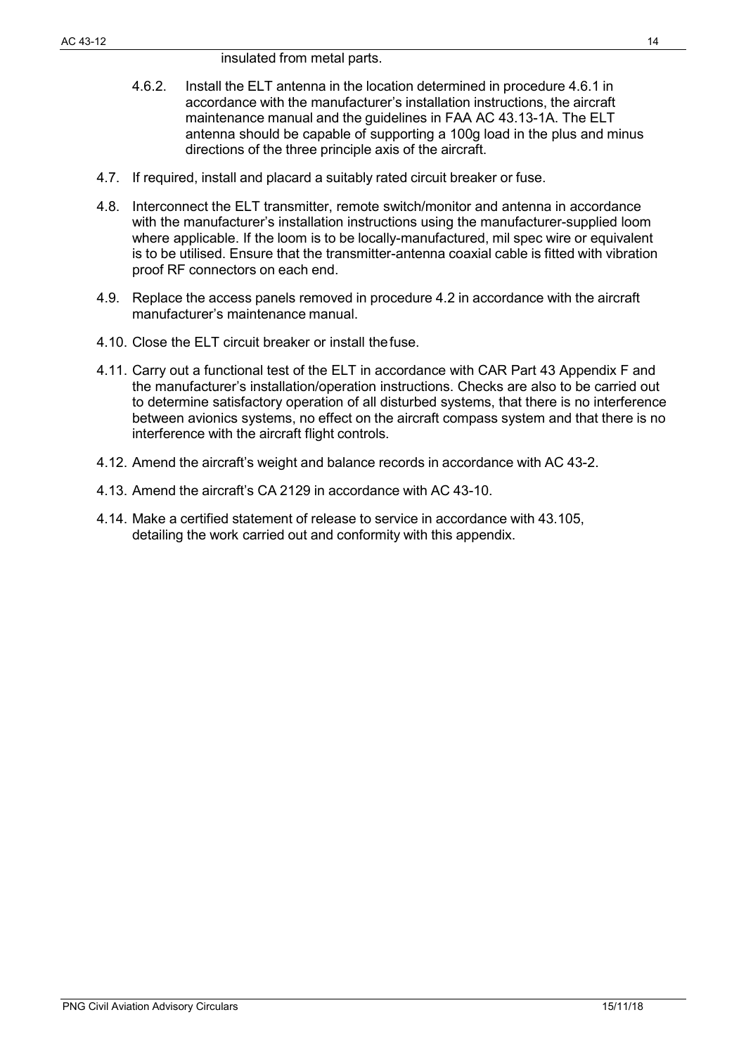insulated from metal parts.

4.6.2. Install the ELT antenna in the location determined in procedure 4.6.1 in accordance with the manufacturer's installation instructions, the aircraft maintenance manual and the guidelines in FAA AC 43.13-1A. The ELT antenna should be capable of supporting a 100g load in the plus and minus directions of the three principle axis of the aircraft.

4.7. If required, install and placard a suitably rated circuit breaker or fuse.

4.8. Interconnect the ELT transmitter, remote switch/monitor and antenna in accordance with the manufacturer's installation instructions using the manufacturer-supplied loom where applicable. If the loom is to be locally-manufactured, mil spec wire or equivalent is to be utilised. Ensure that the transmitter-antenna coaxial cable is fitted with vibration proof RF connectors on each end.

4.9. Replace the access panels removed in procedure 4.2 in accordance with the aircraft manufacturer's maintenance manual.

4.10. Close the ELT circuit breaker or install the fuse.

4.11. Carry out a functional test of the ELT in accordance with CAR Part 43 Appendix F and the manufacturer's installation/operation instructions. Checks are also to be carried out to determine satisfactory operation of all disturbed systems, that there is no interference between avionics systems, no effect on the aircraft compass system and that there is no interference with the aircraft flight controls.

4.12. Amend the aircraft's weight and balance records in accordance with AC 43-2.

4.13. Amend the aircraft's CA 2129 in accordance with AC 43-10.

4.14. Make a certified statement of release to service in accordance with 43.105, detailing the work carried out and conformity with this appendix.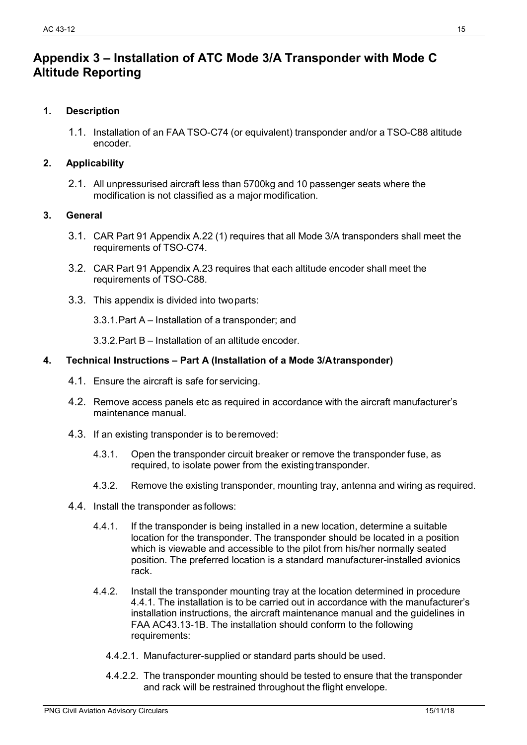# Appendix 3 – Installation of ATC Mode 3/A Transponder with Mode C Altitude Reporting

## 1. Description

1.1. Installation of an FAA TSO-C74 (or equivalent) transponder and/or a TSO-C88 altitude encoder.

## 2. Applicability

2.1. All unpressurised aircraft less than 5700kg and 10 passenger seats where the modification is not classified as a major modification.

## 3. General

3.1. CAR Part 91 Appendix A.22 (1) requires that all Mode 3/A transponders shall meet the requirements of TSO-C74.

3.2. CAR Part 91 Appendix A.23 requires that each altitude encoder shall meet the requirements of TSO-C88.

3.3. This appendix is divided into two parts:

3.3.1. Part A – Installation of a transponder; and

3.3.2. Part B – Installation of an altitude encoder.

## 4. Technical Instructions – Part A (Installation of a Mode 3/A transponder)

4.1. Ensure the aircraft is safe for servicing.

4.2. Remove access panels etc as required in accordance with the aircraft manufacturer's maintenance manual.

4.3. If an existing transponder is to be removed:

4.3.1. Open the transponder circuit breaker or remove the transponder fuse, as required, to isolate power from the existing transponder.

4.3.2. Remove the existing transponder, mounting tray, antenna and wiring as required.

4.4. Install the transponder as follows:

4.4.1. If the transponder is being installed in a new location, determine a suitable location for the transponder. The transponder should be located in a position which is viewable and accessible to the pilot from his/her normally seated position. The preferred location is a standard manufacturer-installed avionics rack.

4.4.2. Install the transponder mounting tray at the location determined in procedure 4.4.1. The installation is to be carried out in accordance with the manufacturer's installation instructions, the aircraft maintenance manual and the guidelines in FAA AC43.13-1B. The installation should conform to the following requirements:

4.4.2.1. Manufacturer-supplied or standard parts should be used.

4.4.2.2. The transponder mounting should be tested to ensure that the transponder and rack will be restrained throughout the flight envelope.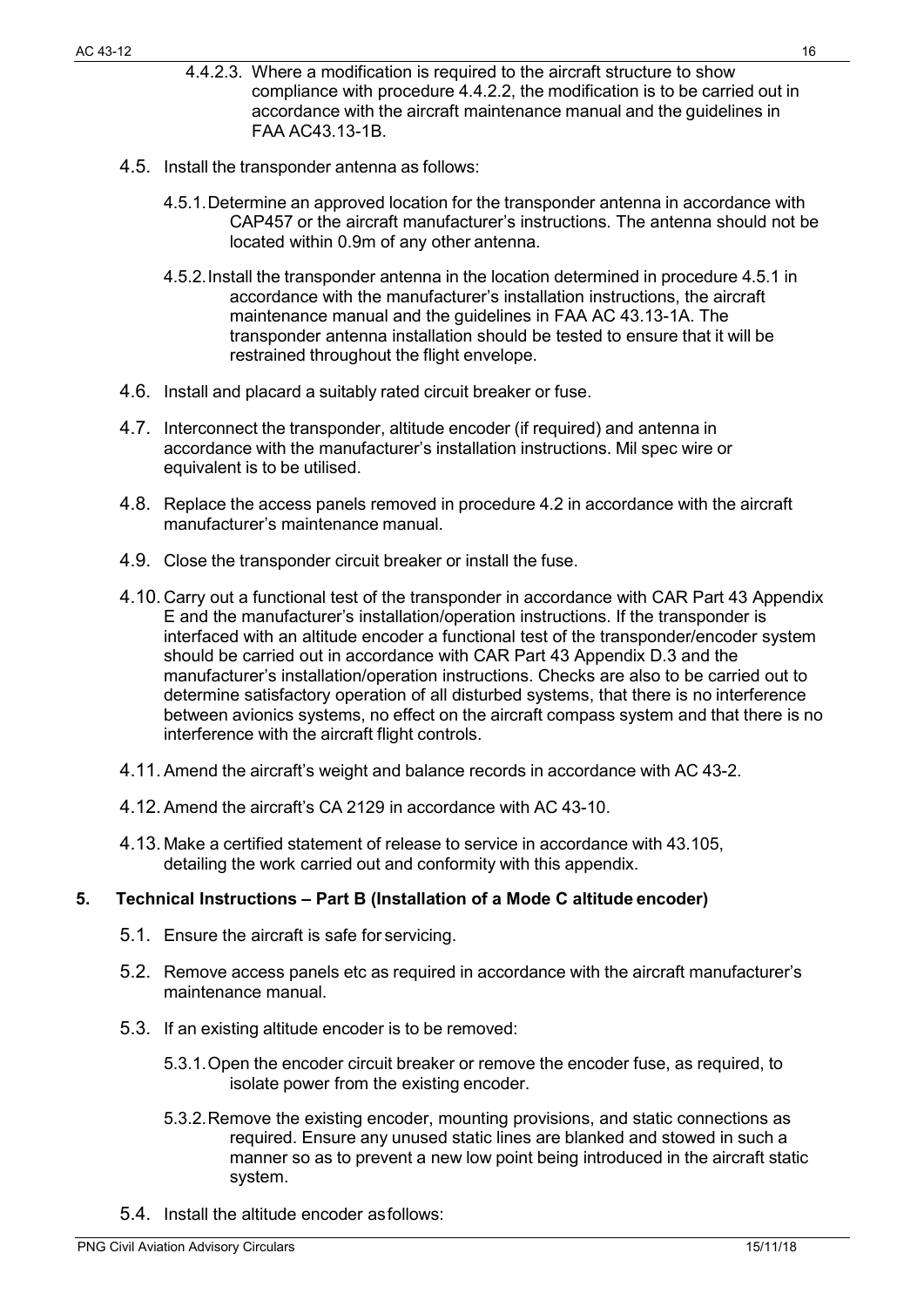4.4.2.3. Where a modification is required to the aircraft structure to show compliance with procedure 4.4.2.2, the modification is to be carried out in accordance with the aircraft maintenance manual and the guidelines in FAA AC43.13-1B.

4.5. Install the transponder antenna as follows:

4.5.1. Determine an approved location for the transponder antenna in accordance with CAP457 or the aircraft manufacturer's instructions. The antenna should not be located within 0.9m of any other antenna.

4.5.2. Install the transponder antenna in the location determined in procedure 4.5.1 in accordance with the manufacturer's installation instructions, the aircraft maintenance manual and the guidelines in FAA AC 43.13-1A. The transponder antenna installation should be tested to ensure that it will be restrained throughout the flight envelope.

4.6. Install and placard a suitably rated circuit breaker or fuse.

4.7. Interconnect the transponder, altitude encoder (if required) and antenna in accordance with the manufacturer's installation instructions. Mil spec wire or equivalent is to be utilised.

4.8. Replace the access panels removed in procedure 4.2 in accordance with the aircraft manufacturer's maintenance manual.

4.9. Close the transponder circuit breaker or install the fuse.

4.10. Carry out a functional test of the transponder in accordance with CAR Part 43 Appendix E and the manufacturer's installation/operation instructions. If the transponder is interfaced with an altitude encoder a functional test of the transponder/encoder system should be carried out in accordance with CAR Part 43 Appendix D.3 and the manufacturer's installation/operation instructions. Checks are also to be carried out to determine satisfactory operation of all disturbed systems, that there is no interference between avionics systems, no effect on the aircraft compass system and that there is no interference with the aircraft flight controls.

4.11. Amend the aircraft's weight and balance records in accordance with AC 43-2.

4.12. Amend the aircraft's CA 2129 in accordance with AC 43-10.

4.13. Make a certified statement of release to service in accordance with 43.105, detailing the work carried out and conformity with this appendix.

## 5. Technical Instructions – Part B (Installation of a Mode C altitude encoder)

5.1. Ensure the aircraft is safe for servicing.

5.2. Remove access panels etc as required in accordance with the aircraft manufacturer's maintenance manual.

5.3. If an existing altitude encoder is to be removed:

5.3.1. Open the encoder circuit breaker or remove the encoder fuse, as required, to isolate power from the existing encoder.

5.3.2. Remove the existing encoder, mounting provisions, and static connections as required. Ensure any unused static lines are blanked and stowed in such a manner so as to prevent a new low point being introduced in the aircraft static system.

5.4. Install the altitude encoder as follows: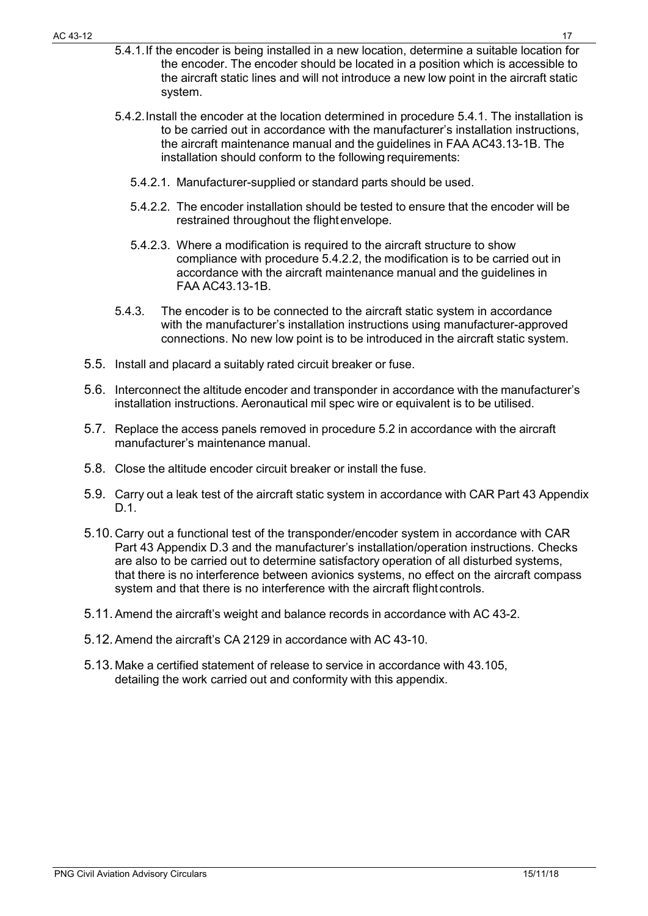5.4.1. If the encoder is being installed in a new location, determine a suitable location for the encoder. The encoder should be located in a position which is accessible to the aircraft static lines and will not introduce a new low point in the aircraft static system.

5.4.2. Install the encoder at the location determined in procedure 5.4.1. The installation is to be carried out in accordance with the manufacturer's installation instructions, the aircraft maintenance manual and the guidelines in FAA AC43.13-1B. The installation should conform to the following requirements:

5.4.2.1. Manufacturer-supplied or standard parts should be used.

5.4.2.2. The encoder installation should be tested to ensure that the encoder will be restrained throughout the flight envelope.

5.4.2.3. Where a modification is required to the aircraft structure to show compliance with procedure 5.4.2.2, the modification is to be carried out in accordance with the aircraft maintenance manual and the guidelines in FAA AC43.13-1B.

5.4.3. The encoder is to be connected to the aircraft static system in accordance with the manufacturer's installation instructions using manufacturer-approved connections. No new low point is to be introduced in the aircraft static system.

5.5. Install and placard a suitably rated circuit breaker or fuse.

5.6. Interconnect the altitude encoder and transponder in accordance with the manufacturer's installation instructions. Aeronautical mil spec wire or equivalent is to be utilised.

5.7. Replace the access panels removed in procedure 5.2 in accordance with the aircraft manufacturer's maintenance manual.

5.8. Close the altitude encoder circuit breaker or install the fuse.

5.9. Carry out a leak test of the aircraft static system in accordance with CAR Part 43 Appendix D.1.

5.10. Carry out a functional test of the transponder/encoder system in accordance with CAR Part 43 Appendix D.3 and the manufacturer's installation/operation instructions. Checks are also to be carried out to determine satisfactory operation of all disturbed systems, that there is no interference between avionics systems, no effect on the aircraft compass system and that there is no interference with the aircraft flight controls.

5.11. Amend the aircraft's weight and balance records in accordance with AC 43-2.

5.12. Amend the aircraft's CA 2129 in accordance with AC 43-10.

5.13. Make a certified statement of release to service in accordance with 43.105, detailing the work carried out and conformity with this appendix.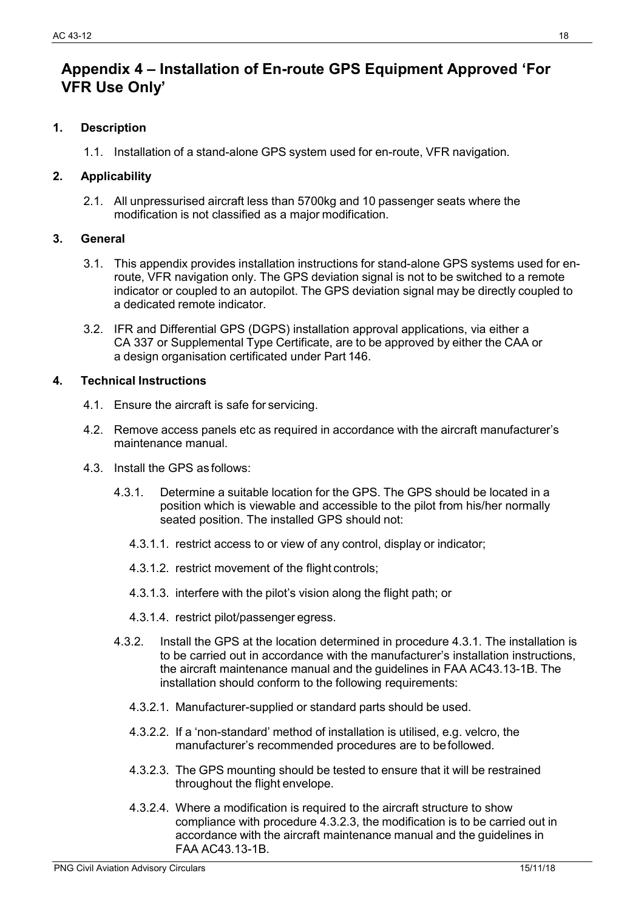# Appendix 4 – Installation of En-route GPS Equipment Approved 'For VFR Use Only'

## 1. Description

1.1. Installation of a stand-alone GPS system used for en-route, VFR navigation.

## 2. Applicability

2.1. All unpressurised aircraft less than 5700kg and 10 passenger seats where the modification is not classified as a major modification.

## 3. General

3.1. This appendix provides installation instructions for stand-alone GPS systems used for en-route, VFR navigation only. The GPS deviation signal is not to be switched to a remote indicator or coupled to an autopilot. The GPS deviation signal may be directly coupled to a dedicated remote indicator.

3.2. IFR and Differential GPS (DGPS) installation approval applications, via either a CA 337 or Supplemental Type Certificate, are to be approved by either the CAA or a design organisation certificated under Part 146.

## 4. Technical Instructions

4.1. Ensure the aircraft is safe for servicing.

4.2. Remove access panels etc as required in accordance with the aircraft manufacturer's maintenance manual.

4.3. Install the GPS as follows:

4.3.1. Determine a suitable location for the GPS. The GPS should be located in a position which is viewable and accessible to the pilot from his/her normally seated position. The installed GPS should not:

4.3.1.1. restrict access to or view of any control, display or indicator;

4.3.1.2. restrict movement of the flight controls;

4.3.1.3. interfere with the pilot's vision along the flight path; or

4.3.1.4. restrict pilot/passenger egress.

4.3.2. Install the GPS at the location determined in procedure 4.3.1. The installation is to be carried out in accordance with the manufacturer's installation instructions, the aircraft maintenance manual and the guidelines in FAA AC43.13-1B. The installation should conform to the following requirements:

4.3.2.1. Manufacturer-supplied or standard parts should be used.

4.3.2.2. If a 'non-standard' method of installation is utilised, e.g. velcro, the manufacturer's recommended procedures are to be followed.

4.3.2.3. The GPS mounting should be tested to ensure that it will be restrained throughout the flight envelope.

4.3.2.4. Where a modification is required to the aircraft structure to show compliance with procedure 4.3.2.3, the modification is to be carried out in accordance with the aircraft maintenance manual and the guidelines in FAA AC43.13-1B.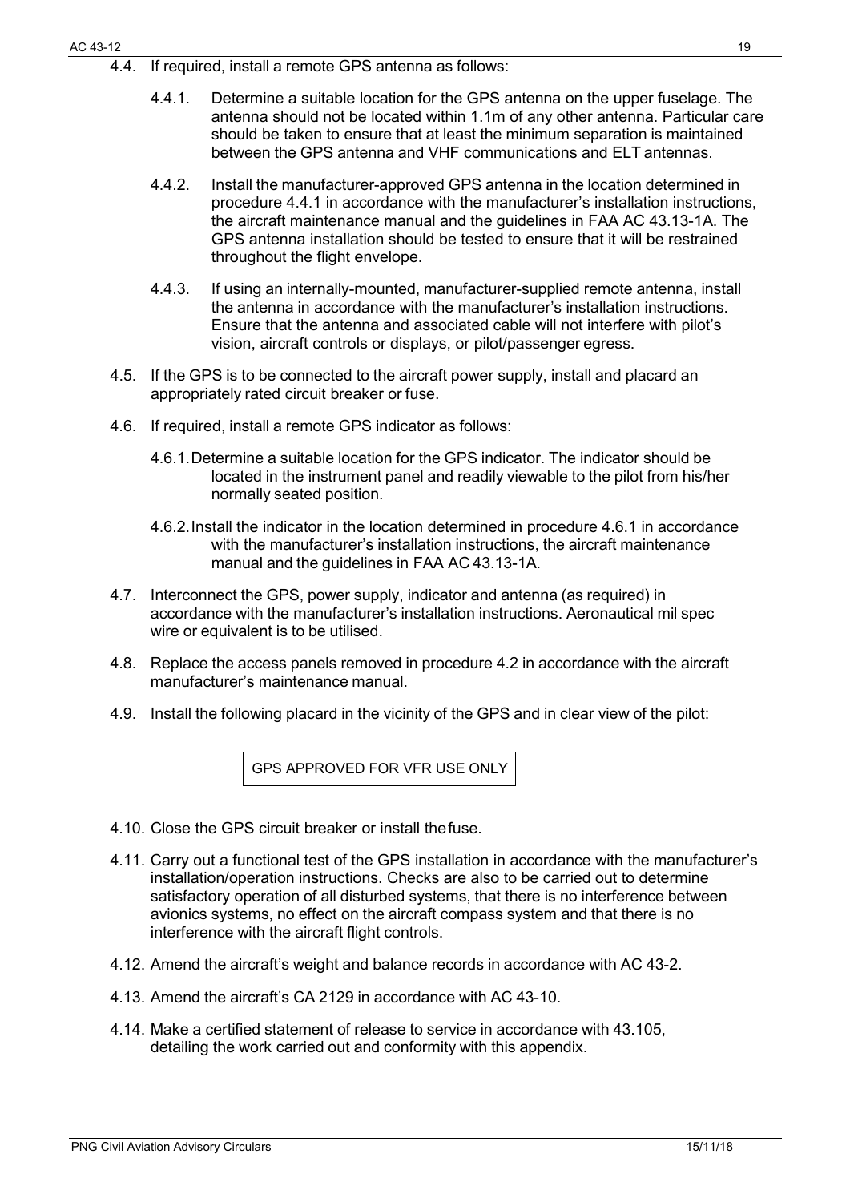4.4. If required, install a remote GPS antenna as follows:

   4.4.1. Determine a suitable location for the GPS antenna on the upper fuselage. The antenna should not be located within 1.1m of any other antenna. Particular care should be taken to ensure that at least the minimum separation is maintained between the GPS antenna and VHF communications and ELT antennas.

   4.4.2. Install the manufacturer-approved GPS antenna in the location determined in procedure 4.4.1 in accordance with the manufacturer's installation instructions, the aircraft maintenance manual and the guidelines in FAA AC 43.13-1A. The GPS antenna installation should be tested to ensure that it will be restrained throughout the flight envelope.

   4.4.3. If using an internally-mounted, manufacturer-supplied remote antenna, install the antenna in accordance with the manufacturer's installation instructions. Ensure that the antenna and associated cable will not interfere with pilot's vision, aircraft controls or displays, or pilot/passenger egress.

4.5. If the GPS is to be connected to the aircraft power supply, install and placard an appropriately rated circuit breaker or fuse.

4.6. If required, install a remote GPS indicator as follows:

   4.6.1. Determine a suitable location for the GPS indicator. The indicator should be located in the instrument panel and readily viewable to the pilot from his/her normally seated position.

   4.6.2. Install the indicator in the location determined in procedure 4.6.1 in accordance with the manufacturer's installation instructions, the aircraft maintenance manual and the guidelines in FAA AC 43.13-1A.

4.7. Interconnect the GPS, power supply, indicator and antenna (as required) in accordance with the manufacturer's installation instructions. Aeronautical mil spec wire or equivalent is to be utilised.

4.8. Replace the access panels removed in procedure 4.2 in accordance with the aircraft manufacturer's maintenance manual.

4.9. Install the following placard in the vicinity of the GPS and in clear view of the pilot:

| GPS APPROVED FOR VFR USE ONLY |
|---|

4.10. Close the GPS circuit breaker or install the fuse.

4.11. Carry out a functional test of the GPS installation in accordance with the manufacturer's installation/operation instructions. Checks are also to be carried out to determine satisfactory operation of all disturbed systems, that there is no interference between avionics systems, no effect on the aircraft compass system and that there is no interference with the aircraft flight controls.

4.12. Amend the aircraft's weight and balance records in accordance with AC 43-2.

4.13. Amend the aircraft's CA 2129 in accordance with AC 43-10.

4.14. Make a certified statement of release to service in accordance with 43.105, detailing the work carried out and conformity with this appendix.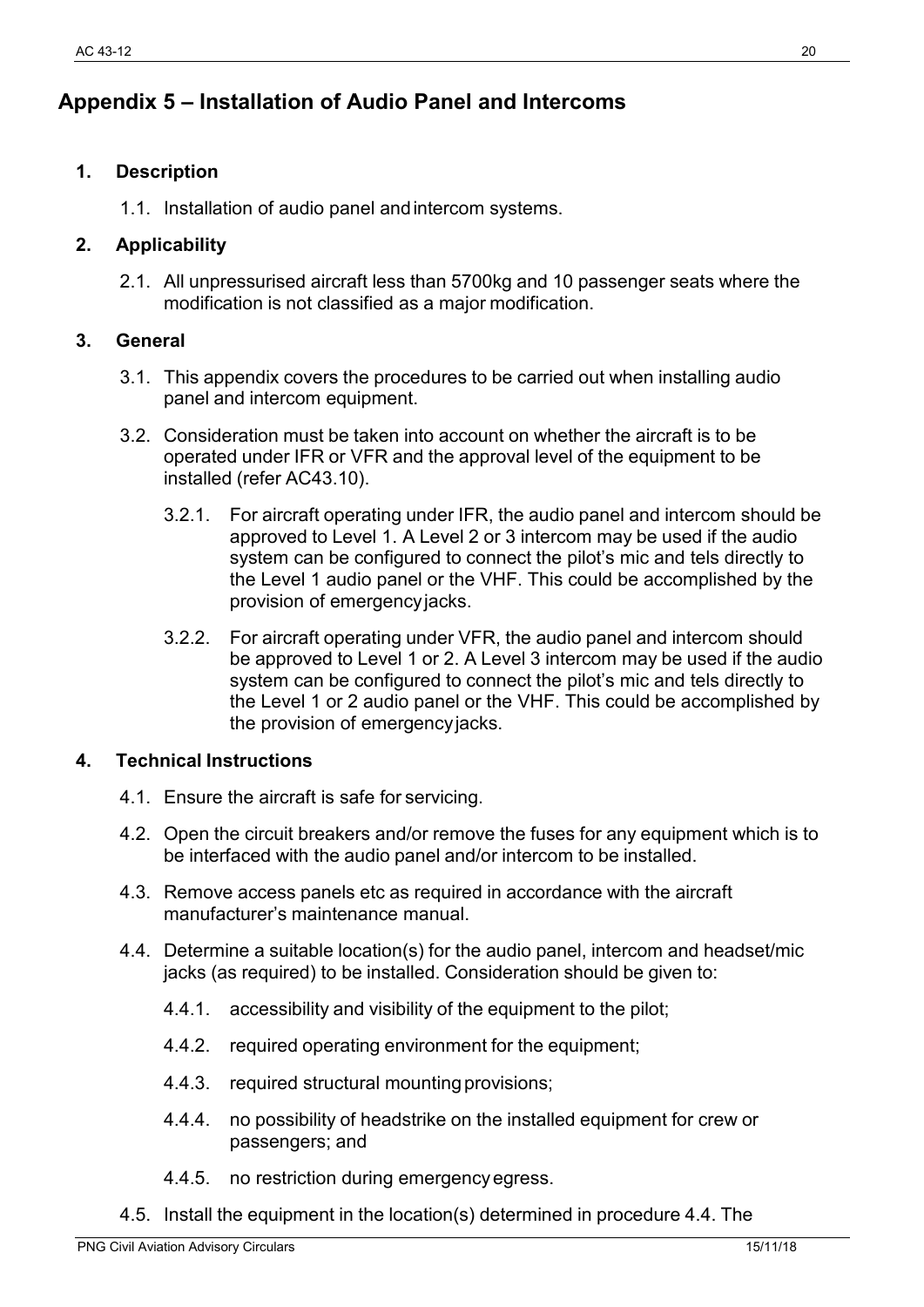## Appendix 5 – Installation of Audio Panel and Intercoms

### 1. Description

1.1. Installation of audio panel and intercom systems.

### 2. Applicability

2.1. All unpressurised aircraft less than 5700kg and 10 passenger seats where the modification is not classified as a major modification.

### 3. General

3.1. This appendix covers the procedures to be carried out when installing audio panel and intercom equipment.

3.2. Consideration must be taken into account on whether the aircraft is to be operated under IFR or VFR and the approval level of the equipment to be installed (refer AC43.10).

3.2.1. For aircraft operating under IFR, the audio panel and intercom should be approved to Level 1. A Level 2 or 3 intercom may be used if the audio system can be configured to connect the pilot's mic and tels directly to the Level 1 audio panel or the VHF. This could be accomplished by the provision of emergency jacks.

3.2.2. For aircraft operating under VFR, the audio panel and intercom should be approved to Level 1 or 2. A Level 3 intercom may be used if the audio system can be configured to connect the pilot's mic and tels directly to the Level 1 or 2 audio panel or the VHF. This could be accomplished by the provision of emergency jacks.

### 4. Technical Instructions

4.1. Ensure the aircraft is safe for servicing.

4.2. Open the circuit breakers and/or remove the fuses for any equipment which is to be interfaced with the audio panel and/or intercom to be installed.

4.3. Remove access panels etc as required in accordance with the aircraft manufacturer's maintenance manual.

4.4. Determine a suitable location(s) for the audio panel, intercom and headset/mic jacks (as required) to be installed. Consideration should be given to:

4.4.1. accessibility and visibility of the equipment to the pilot;

4.4.2. required operating environment for the equipment;

4.4.3. required structural mounting provisions;

4.4.4. no possibility of headstrike on the installed equipment for crew or passengers; and

4.4.5. no restriction during emergency egress.

4.5. Install the equipment in the location(s) determined in procedure 4.4. The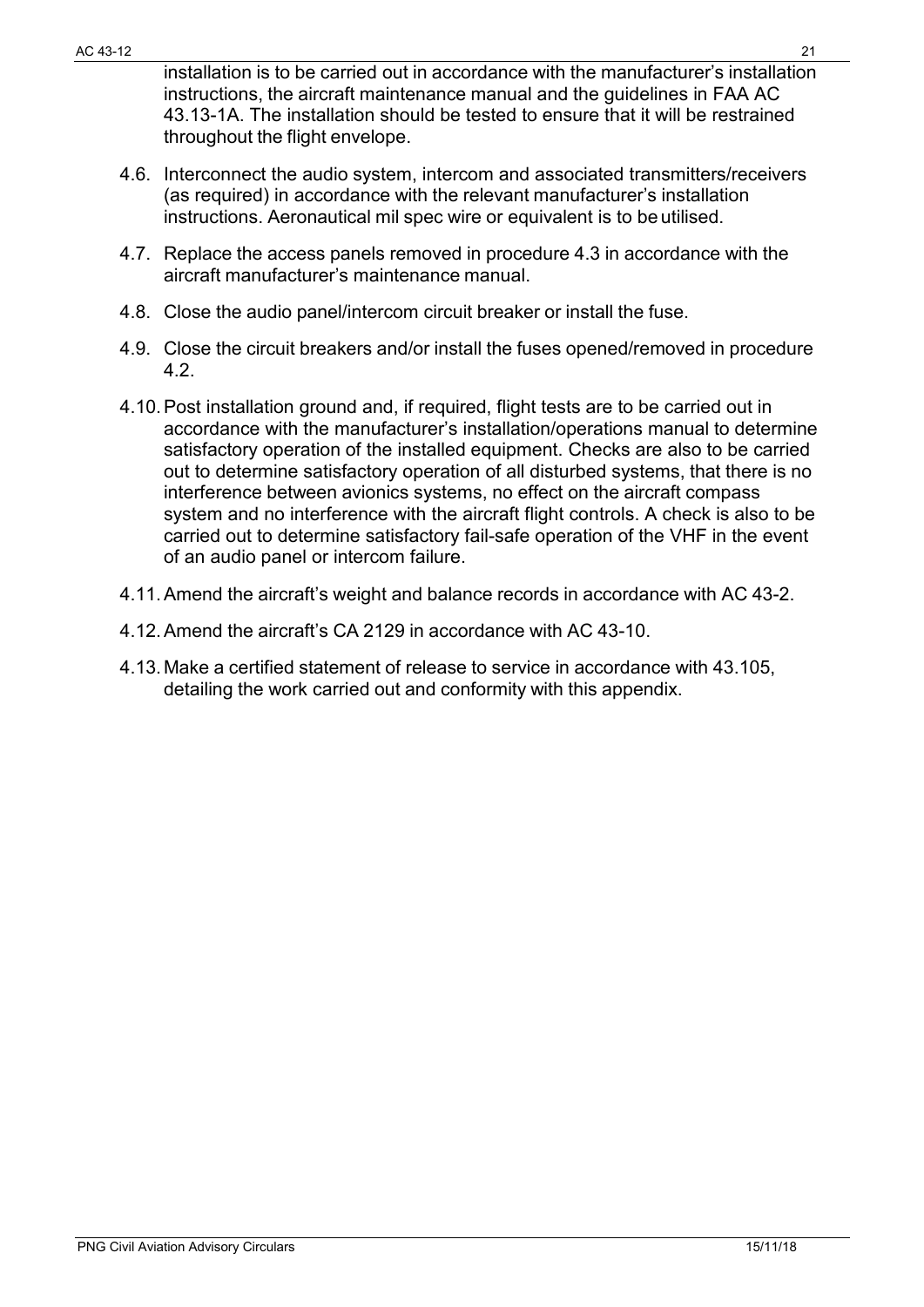installation is to be carried out in accordance with the manufacturer's installation instructions, the aircraft maintenance manual and the guidelines in FAA AC 43.13-1A. The installation should be tested to ensure that it will be restrained throughout the flight envelope.

4.6. Interconnect the audio system, intercom and associated transmitters/receivers (as required) in accordance with the relevant manufacturer's installation instructions. Aeronautical mil spec wire or equivalent is to be utilised.

4.7. Replace the access panels removed in procedure 4.3 in accordance with the aircraft manufacturer's maintenance manual.

4.8. Close the audio panel/intercom circuit breaker or install the fuse.

4.9. Close the circuit breakers and/or install the fuses opened/removed in procedure 4.2.

4.10. Post installation ground and, if required, flight tests are to be carried out in accordance with the manufacturer's installation/operations manual to determine satisfactory operation of the installed equipment. Checks are also to be carried out to determine satisfactory operation of all disturbed systems, that there is no interference between avionics systems, no effect on the aircraft compass system and no interference with the aircraft flight controls. A check is also to be carried out to determine satisfactory fail-safe operation of the VHF in the event of an audio panel or intercom failure.

4.11. Amend the aircraft's weight and balance records in accordance with AC 43-2.

4.12. Amend the aircraft's CA 2129 in accordance with AC 43-10.

4.13. Make a certified statement of release to service in accordance with 43.105, detailing the work carried out and conformity with this appendix.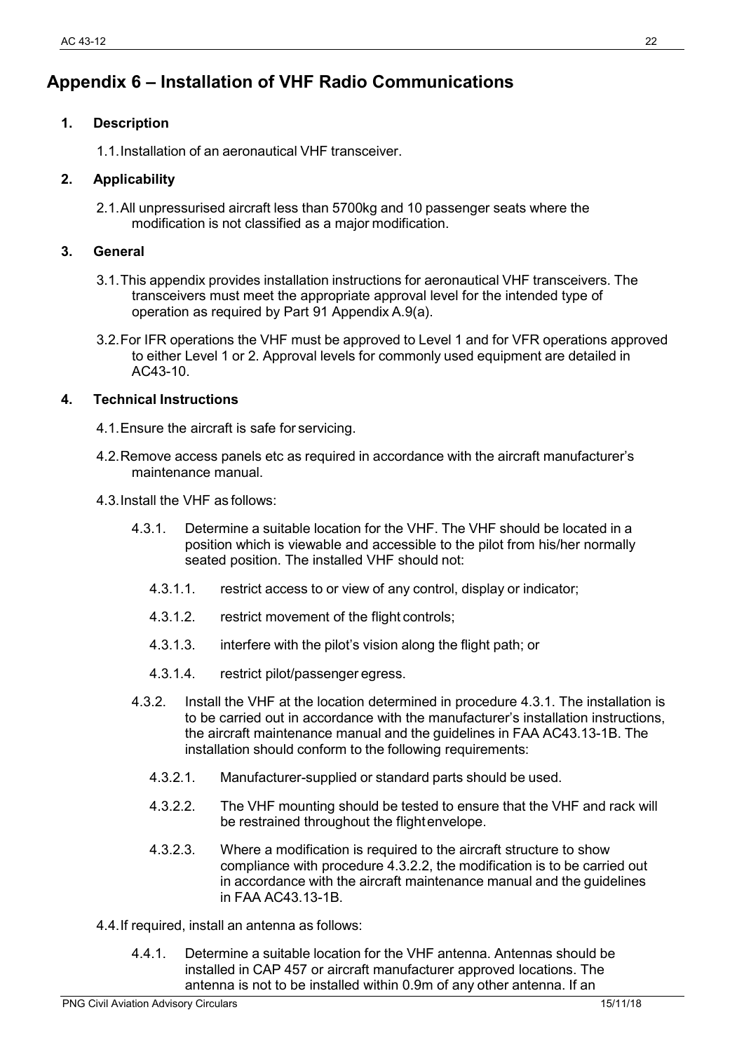# Appendix 6 – Installation of VHF Radio Communications

## 1. Description

1.1. Installation of an aeronautical VHF transceiver.

## 2. Applicability

2.1. All unpressurised aircraft less than 5700kg and 10 passenger seats where the modification is not classified as a major modification.

## 3. General

3.1. This appendix provides installation instructions for aeronautical VHF transceivers. The transceivers must meet the appropriate approval level for the intended type of operation as required by Part 91 Appendix A.9(a).

3.2. For IFR operations the VHF must be approved to Level 1 and for VFR operations approved to either Level 1 or 2. Approval levels for commonly used equipment are detailed in AC43-10.

## 4. Technical Instructions

4.1. Ensure the aircraft is safe for servicing.

4.2. Remove access panels etc as required in accordance with the aircraft manufacturer's maintenance manual.

4.3. Install the VHF as follows:

4.3.1. Determine a suitable location for the VHF. The VHF should be located in a position which is viewable and accessible to the pilot from his/her normally seated position. The installed VHF should not:

4.3.1.1. restrict access to or view of any control, display or indicator;

4.3.1.2. restrict movement of the flight controls;

4.3.1.3. interfere with the pilot's vision along the flight path; or

4.3.1.4. restrict pilot/passenger egress.

4.3.2. Install the VHF at the location determined in procedure 4.3.1. The installation is to be carried out in accordance with the manufacturer's installation instructions, the aircraft maintenance manual and the guidelines in FAA AC43.13-1B. The installation should conform to the following requirements:

4.3.2.1. Manufacturer-supplied or standard parts should be used.

4.3.2.2. The VHF mounting should be tested to ensure that the VHF and rack will be restrained throughout the flight envelope.

4.3.2.3. Where a modification is required to the aircraft structure to show compliance with procedure 4.3.2.2, the modification is to be carried out in accordance with the aircraft maintenance manual and the guidelines in FAA AC43.13-1B.

4.4. If required, install an antenna as follows:

4.4.1. Determine a suitable location for the VHF antenna. Antennas should be installed in CAP 457 or aircraft manufacturer approved locations. The antenna is not to be installed within 0.9m of any other antenna. If an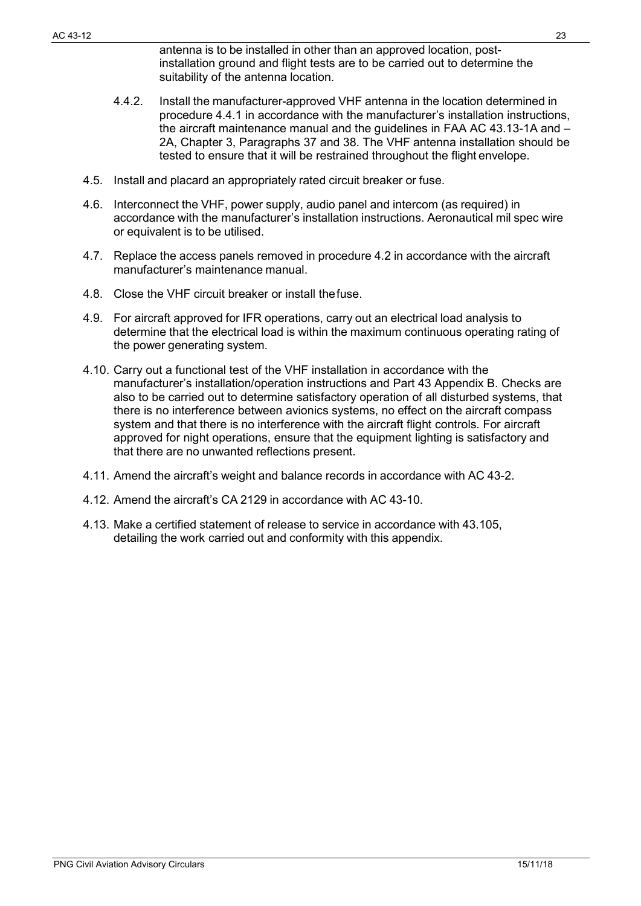antenna is to be installed in other than an approved location, post-installation ground and flight tests are to be carried out to determine the suitability of the antenna location.

4.4.2. Install the manufacturer-approved VHF antenna in the location determined in procedure 4.4.1 in accordance with the manufacturer's installation instructions, the aircraft maintenance manual and the guidelines in FAA AC 43.13-1A and – 2A, Chapter 3, Paragraphs 37 and 38. The VHF antenna installation should be tested to ensure that it will be restrained throughout the flight envelope.

4.5. Install and placard an appropriately rated circuit breaker or fuse.

4.6. Interconnect the VHF, power supply, audio panel and intercom (as required) in accordance with the manufacturer's installation instructions. Aeronautical mil spec wire or equivalent is to be utilised.

4.7. Replace the access panels removed in procedure 4.2 in accordance with the aircraft manufacturer's maintenance manual.

4.8. Close the VHF circuit breaker or install the fuse.

4.9. For aircraft approved for IFR operations, carry out an electrical load analysis to determine that the electrical load is within the maximum continuous operating rating of the power generating system.

4.10. Carry out a functional test of the VHF installation in accordance with the manufacturer's installation/operation instructions and Part 43 Appendix B. Checks are also to be carried out to determine satisfactory operation of all disturbed systems, that there is no interference between avionics systems, no effect on the aircraft compass system and that there is no interference with the aircraft flight controls. For aircraft approved for night operations, ensure that the equipment lighting is satisfactory and that there are no unwanted reflections present.

4.11. Amend the aircraft's weight and balance records in accordance with AC 43-2.

4.12. Amend the aircraft's CA 2129 in accordance with AC 43-10.

4.13. Make a certified statement of release to service in accordance with 43.105, detailing the work carried out and conformity with this appendix.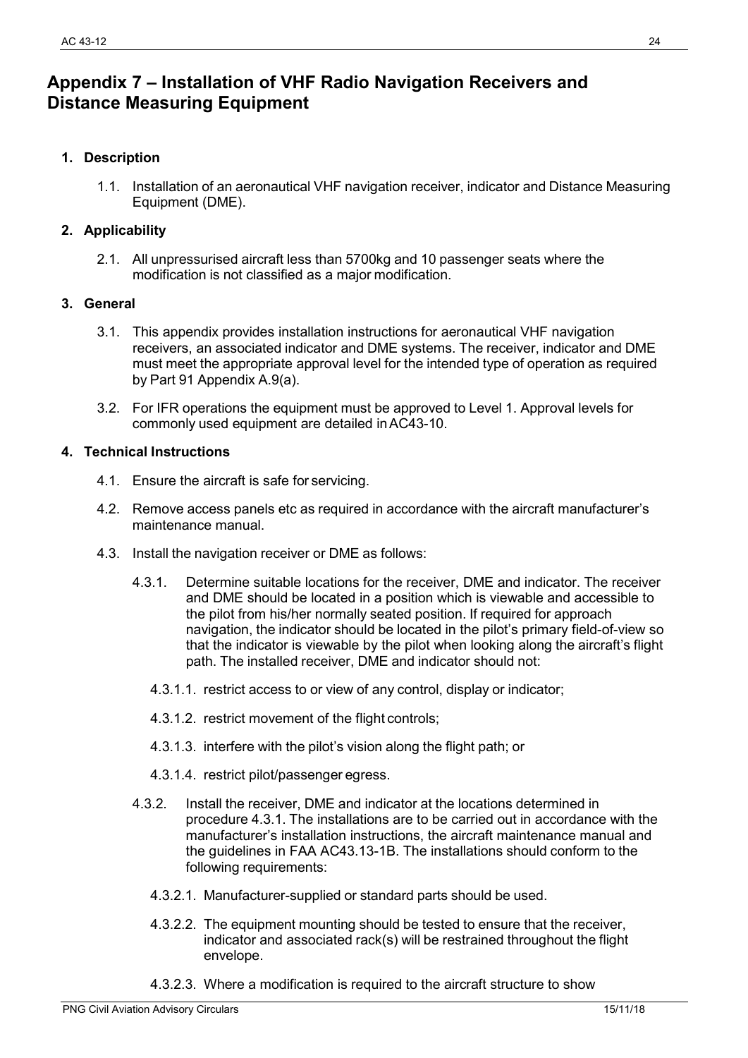# Appendix 7 – Installation of VHF Radio Navigation Receivers and Distance Measuring Equipment

**1. Description**

1.1. Installation of an aeronautical VHF navigation receiver, indicator and Distance Measuring Equipment (DME).

**2. Applicability**

2.1. All unpressurised aircraft less than 5700kg and 10 passenger seats where the modification is not classified as a major modification.

**3. General**

3.1. This appendix provides installation instructions for aeronautical VHF navigation receivers, an associated indicator and DME systems. The receiver, indicator and DME must meet the appropriate approval level for the intended type of operation as required by Part 91 Appendix A.9(a).

3.2. For IFR operations the equipment must be approved to Level 1. Approval levels for commonly used equipment are detailed in AC43-10.

**4. Technical Instructions**

4.1. Ensure the aircraft is safe for servicing.

4.2. Remove access panels etc as required in accordance with the aircraft manufacturer's maintenance manual.

4.3. Install the navigation receiver or DME as follows:

4.3.1. Determine suitable locations for the receiver, DME and indicator. The receiver and DME should be located in a position which is viewable and accessible to the pilot from his/her normally seated position. If required for approach navigation, the indicator should be located in the pilot's primary field-of-view so that the indicator is viewable by the pilot when looking along the aircraft's flight path. The installed receiver, DME and indicator should not:

4.3.1.1. restrict access to or view of any control, display or indicator;

4.3.1.2. restrict movement of the flight controls;

4.3.1.3. interfere with the pilot's vision along the flight path; or

4.3.1.4. restrict pilot/passenger egress.

4.3.2. Install the receiver, DME and indicator at the locations determined in procedure 4.3.1. The installations are to be carried out in accordance with the manufacturer's installation instructions, the aircraft maintenance manual and the guidelines in FAA AC43.13-1B. The installations should conform to the following requirements:

4.3.2.1. Manufacturer-supplied or standard parts should be used.

4.3.2.2. The equipment mounting should be tested to ensure that the receiver, indicator and associated rack(s) will be restrained throughout the flight envelope.

4.3.2.3. Where a modification is required to the aircraft structure to show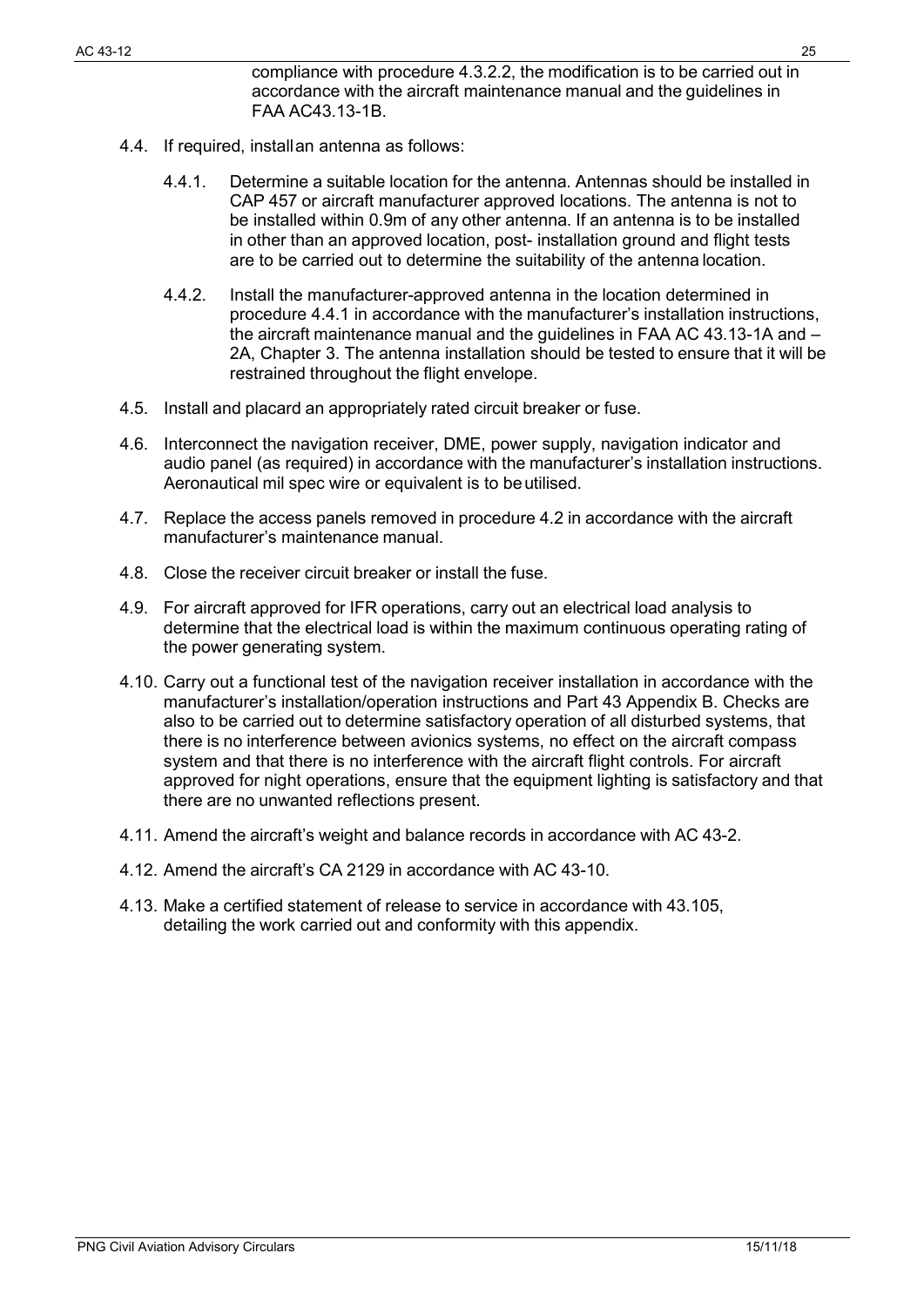compliance with procedure 4.3.2.2, the modification is to be carried out in accordance with the aircraft maintenance manual and the guidelines in FAA AC43.13-1B.

4.4. If required, install an antenna as follows:

   4.4.1. Determine a suitable location for the antenna. Antennas should be installed in CAP 457 or aircraft manufacturer approved locations. The antenna is not to be installed within 0.9m of any other antenna. If an antenna is to be installed in other than an approved location, post- installation ground and flight tests are to be carried out to determine the suitability of the antenna location.

   4.4.2. Install the manufacturer-approved antenna in the location determined in procedure 4.4.1 in accordance with the manufacturer's installation instructions, the aircraft maintenance manual and the guidelines in FAA AC 43.13-1A and – 2A, Chapter 3. The antenna installation should be tested to ensure that it will be restrained throughout the flight envelope.

4.5. Install and placard an appropriately rated circuit breaker or fuse.

4.6. Interconnect the navigation receiver, DME, power supply, navigation indicator and audio panel (as required) in accordance with the manufacturer's installation instructions. Aeronautical mil spec wire or equivalent is to be utilised.

4.7. Replace the access panels removed in procedure 4.2 in accordance with the aircraft manufacturer's maintenance manual.

4.8. Close the receiver circuit breaker or install the fuse.

4.9. For aircraft approved for IFR operations, carry out an electrical load analysis to determine that the electrical load is within the maximum continuous operating rating of the power generating system.

4.10. Carry out a functional test of the navigation receiver installation in accordance with the manufacturer's installation/operation instructions and Part 43 Appendix B. Checks are also to be carried out to determine satisfactory operation of all disturbed systems, that there is no interference between avionics systems, no effect on the aircraft compass system and that there is no interference with the aircraft flight controls. For aircraft approved for night operations, ensure that the equipment lighting is satisfactory and that there are no unwanted reflections present.

4.11. Amend the aircraft's weight and balance records in accordance with AC 43-2.

4.12. Amend the aircraft's CA 2129 in accordance with AC 43-10.

4.13. Make a certified statement of release to service in accordance with 43.105, detailing the work carried out and conformity with this appendix.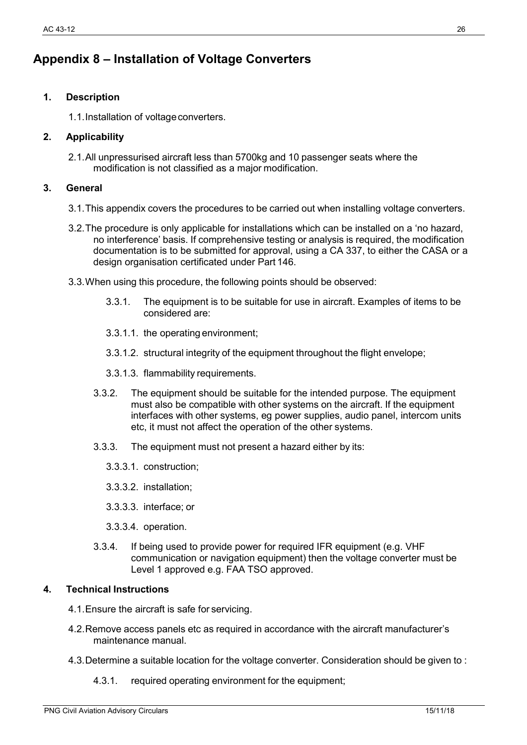# Appendix 8 – Installation of Voltage Converters

**1. Description**

1.1. Installation of voltage converters.

**2. Applicability**

2.1. All unpressurised aircraft less than 5700kg and 10 passenger seats where the modification is not classified as a major modification.

**3. General**

3.1. This appendix covers the procedures to be carried out when installing voltage converters.

3.2. The procedure is only applicable for installations which can be installed on a 'no hazard, no interference' basis. If comprehensive testing or analysis is required, the modification documentation is to be submitted for approval, using a CA 337, to either the CASA or a design organisation certificated under Part 146.

3.3. When using this procedure, the following points should be observed:

3.3.1. The equipment is to be suitable for use in aircraft. Examples of items to be considered are:

3.3.1.1. the operating environment;

3.3.1.2. structural integrity of the equipment throughout the flight envelope;

3.3.1.3. flammability requirements.

3.3.2. The equipment should be suitable for the intended purpose. The equipment must also be compatible with other systems on the aircraft. If the equipment interfaces with other systems, eg power supplies, audio panel, intercom units etc, it must not affect the operation of the other systems.

3.3.3. The equipment must not present a hazard either by its:

3.3.3.1. construction;

3.3.3.2. installation;

3.3.3.3. interface; or

3.3.3.4. operation.

3.3.4. If being used to provide power for required IFR equipment (e.g. VHF communication or navigation equipment) then the voltage converter must be Level 1 approved e.g. FAA TSO approved.

**4. Technical Instructions**

4.1. Ensure the aircraft is safe for servicing.

4.2. Remove access panels etc as required in accordance with the aircraft manufacturer's maintenance manual.

4.3. Determine a suitable location for the voltage converter. Consideration should be given to :

4.3.1. required operating environment for the equipment;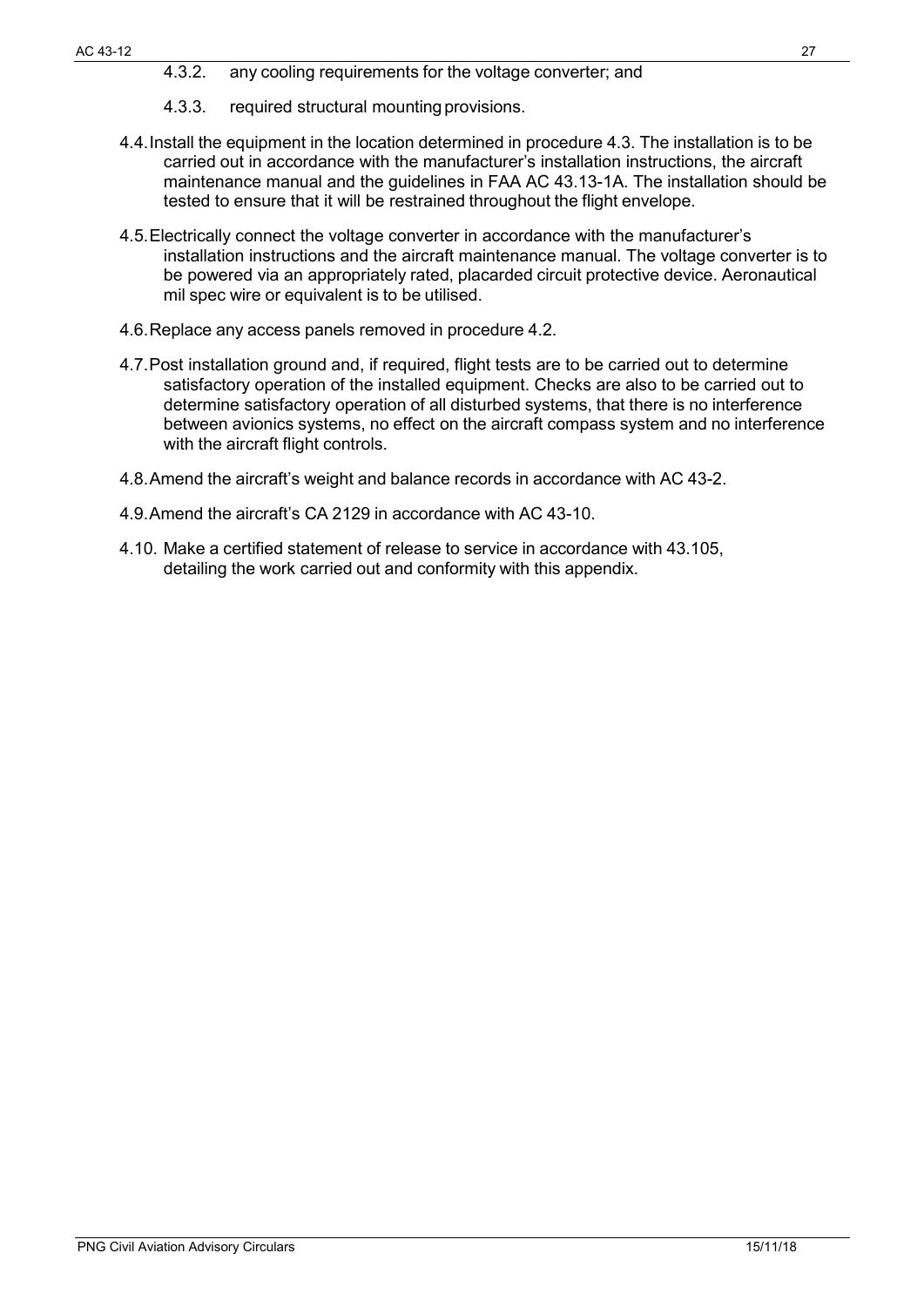4.3.2. any cooling requirements for the voltage converter; and

4.3.3. required structural mounting provisions.

4.4. Install the equipment in the location determined in procedure 4.3. The installation is to be carried out in accordance with the manufacturer's installation instructions, the aircraft maintenance manual and the guidelines in FAA AC 43.13-1A. The installation should be tested to ensure that it will be restrained throughout the flight envelope.

4.5. Electrically connect the voltage converter in accordance with the manufacturer's installation instructions and the aircraft maintenance manual. The voltage converter is to be powered via an appropriately rated, placarded circuit protective device. Aeronautical mil spec wire or equivalent is to be utilised.

4.6. Replace any access panels removed in procedure 4.2.

4.7. Post installation ground and, if required, flight tests are to be carried out to determine satisfactory operation of the installed equipment. Checks are also to be carried out to determine satisfactory operation of all disturbed systems, that there is no interference between avionics systems, no effect on the aircraft compass system and no interference with the aircraft flight controls.

4.8. Amend the aircraft's weight and balance records in accordance with AC 43-2.

4.9. Amend the aircraft's CA 2129 in accordance with AC 43-10.

4.10. Make a certified statement of release to service in accordance with 43.105, detailing the work carried out and conformity with this appendix.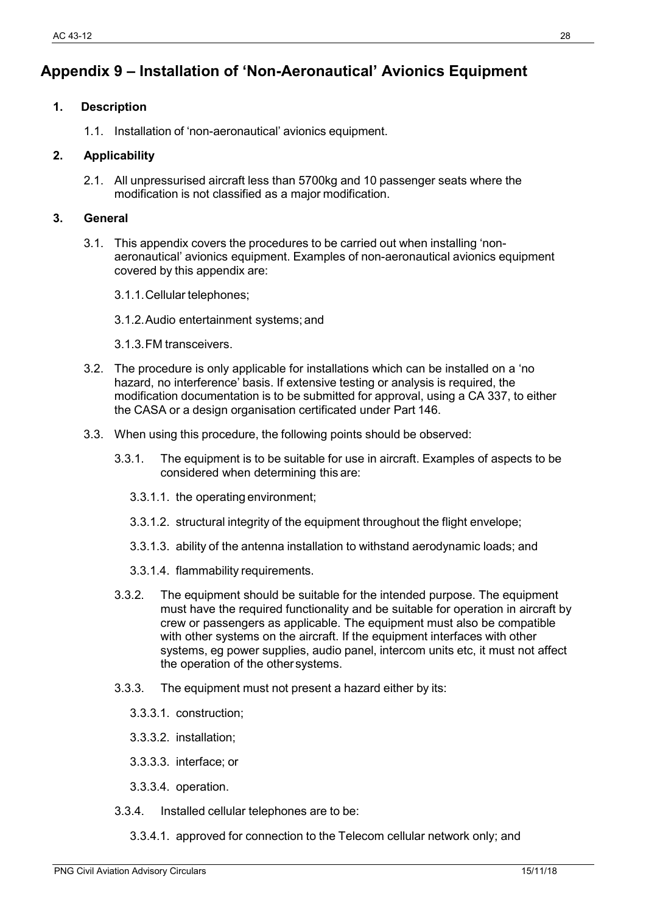# Appendix 9 – Installation of 'Non-Aeronautical' Avionics Equipment

## 1. Description

1.1. Installation of 'non-aeronautical' avionics equipment.

## 2. Applicability

2.1. All unpressurised aircraft less than 5700kg and 10 passenger seats where the modification is not classified as a major modification.

## 3. General

3.1. This appendix covers the procedures to be carried out when installing 'non-aeronautical' avionics equipment. Examples of non-aeronautical avionics equipment covered by this appendix are:

3.1.1. Cellular telephones;

3.1.2. Audio entertainment systems; and

3.1.3. FM transceivers.

3.2. The procedure is only applicable for installations which can be installed on a 'no hazard, no interference' basis. If extensive testing or analysis is required, the modification documentation is to be submitted for approval, using a CA 337, to either the CASA or a design organisation certificated under Part 146.

3.3. When using this procedure, the following points should be observed:

3.3.1. The equipment is to be suitable for use in aircraft. Examples of aspects to be considered when determining this are:

3.3.1.1. the operating environment;

3.3.1.2. structural integrity of the equipment throughout the flight envelope;

3.3.1.3. ability of the antenna installation to withstand aerodynamic loads; and

3.3.1.4. flammability requirements.

3.3.2. The equipment should be suitable for the intended purpose. The equipment must have the required functionality and be suitable for operation in aircraft by crew or passengers as applicable. The equipment must also be compatible with other systems on the aircraft. If the equipment interfaces with other systems, eg power supplies, audio panel, intercom units etc, it must not affect the operation of the other systems.

3.3.3. The equipment must not present a hazard either by its:

3.3.3.1. construction;

3.3.3.2. installation;

3.3.3.3. interface; or

3.3.3.4. operation.

3.3.4. Installed cellular telephones are to be:

3.3.4.1. approved for connection to the Telecom cellular network only; and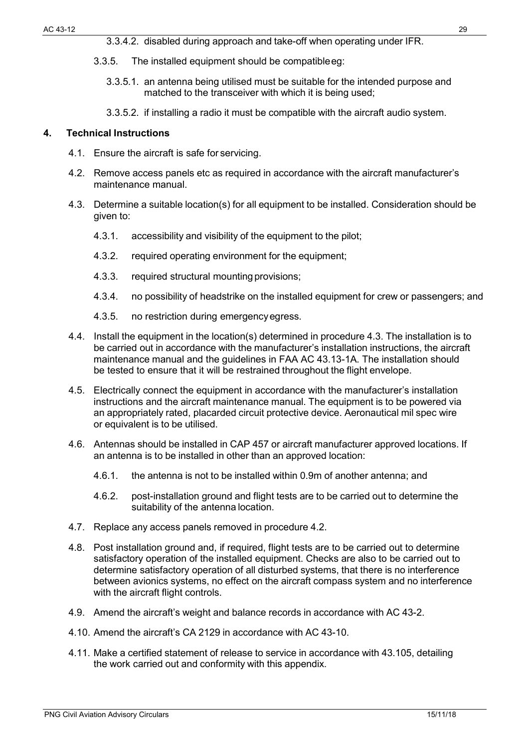3.3.4.2. disabled during approach and take-off when operating under IFR.

3.3.5. The installed equipment should be compatible eg:

3.3.5.1. an antenna being utilised must be suitable for the intended purpose and matched to the transceiver with which it is being used;

3.3.5.2. if installing a radio it must be compatible with the aircraft audio system.

## 4. Technical Instructions

4.1. Ensure the aircraft is safe for servicing.

4.2. Remove access panels etc as required in accordance with the aircraft manufacturer's maintenance manual.

4.3. Determine a suitable location(s) for all equipment to be installed. Consideration should be given to:

4.3.1. accessibility and visibility of the equipment to the pilot;

4.3.2. required operating environment for the equipment;

4.3.3. required structural mounting provisions;

4.3.4. no possibility of headstrike on the installed equipment for crew or passengers; and

4.3.5. no restriction during emergency egress.

4.4. Install the equipment in the location(s) determined in procedure 4.3. The installation is to be carried out in accordance with the manufacturer's installation instructions, the aircraft maintenance manual and the guidelines in FAA AC 43.13-1A. The installation should be tested to ensure that it will be restrained throughout the flight envelope.

4.5. Electrically connect the equipment in accordance with the manufacturer's installation instructions and the aircraft maintenance manual. The equipment is to be powered via an appropriately rated, placarded circuit protective device. Aeronautical mil spec wire or equivalent is to be utilised.

4.6. Antennas should be installed in CAP 457 or aircraft manufacturer approved locations. If an antenna is to be installed in other than an approved location:

4.6.1. the antenna is not to be installed within 0.9m of another antenna; and

4.6.2. post-installation ground and flight tests are to be carried out to determine the suitability of the antenna location.

4.7. Replace any access panels removed in procedure 4.2.

4.8. Post installation ground and, if required, flight tests are to be carried out to determine satisfactory operation of the installed equipment. Checks are also to be carried out to determine satisfactory operation of all disturbed systems, that there is no interference between avionics systems, no effect on the aircraft compass system and no interference with the aircraft flight controls.

4.9. Amend the aircraft's weight and balance records in accordance with AC 43-2.

4.10. Amend the aircraft's CA 2129 in accordance with AC 43-10.

4.11. Make a certified statement of release to service in accordance with 43.105, detailing the work carried out and conformity with this appendix.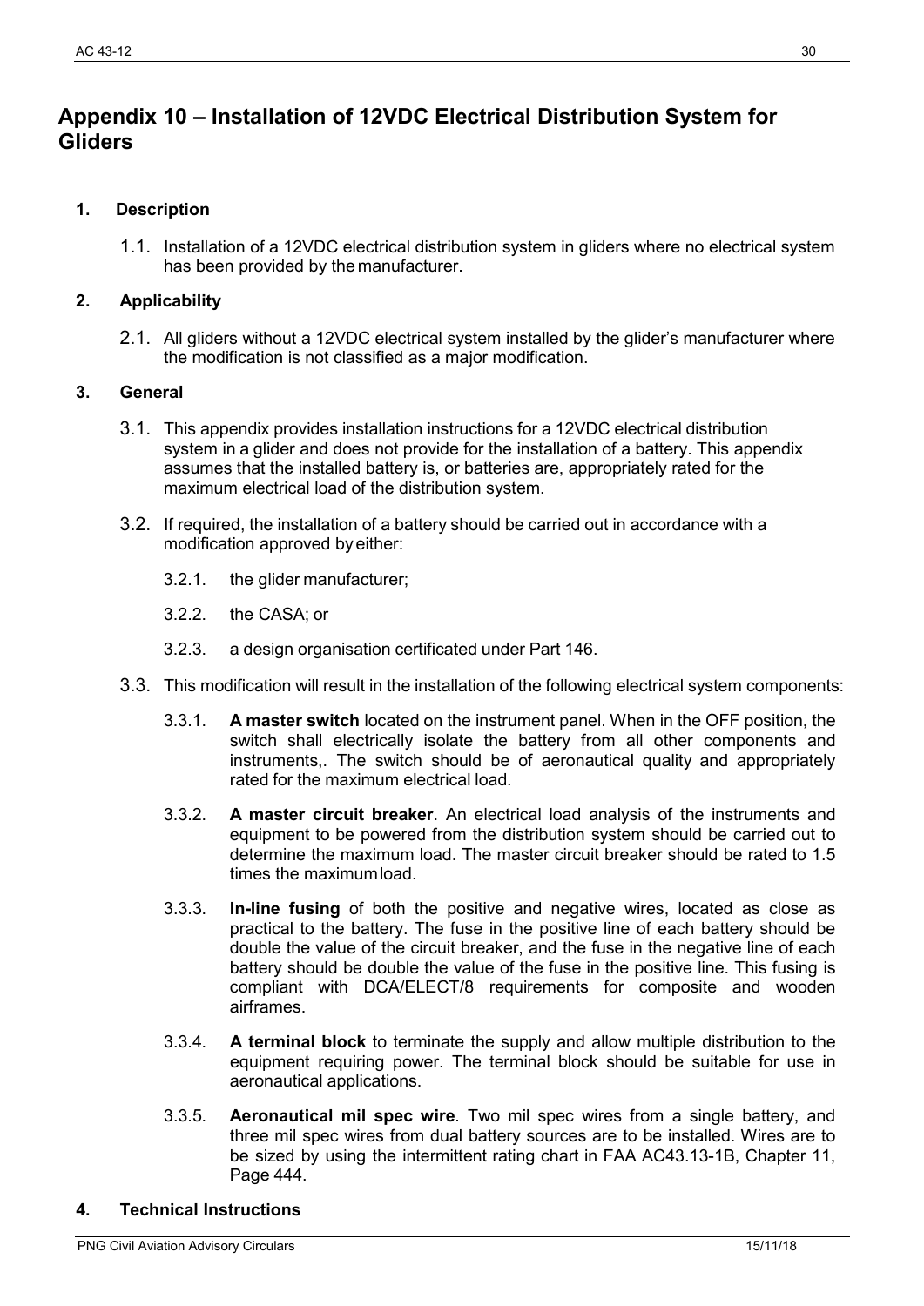# Appendix 10 – Installation of 12VDC Electrical Distribution System for Gliders

## 1. Description

1.1. Installation of a 12VDC electrical distribution system in gliders where no electrical system has been provided by the manufacturer.

## 2. Applicability

2.1. All gliders without a 12VDC electrical system installed by the glider's manufacturer where the modification is not classified as a major modification.

## 3. General

3.1. This appendix provides installation instructions for a 12VDC electrical distribution system in a glider and does not provide for the installation of a battery. This appendix assumes that the installed battery is, or batteries are, appropriately rated for the maximum electrical load of the distribution system.

3.2. If required, the installation of a battery should be carried out in accordance with a modification approved by either:

3.2.1. the glider manufacturer;

3.2.2. the CASA; or

3.2.3. a design organisation certificated under Part 146.

3.3. This modification will result in the installation of the following electrical system components:

3.3.1. **A master switch** located on the instrument panel. When in the OFF position, the switch shall electrically isolate the battery from all other components and instruments,. The switch should be of aeronautical quality and appropriately rated for the maximum electrical load.

3.3.2. **A master circuit breaker**. An electrical load analysis of the instruments and equipment to be powered from the distribution system should be carried out to determine the maximum load. The master circuit breaker should be rated to 1.5 times the maximum load.

3.3.3. **In-line fusing** of both the positive and negative wires, located as close as practical to the battery. The fuse in the positive line of each battery should be double the value of the circuit breaker, and the fuse in the negative line of each battery should be double the value of the fuse in the positive line. This fusing is compliant with DCA/ELECT/8 requirements for composite and wooden airframes.

3.3.4. **A terminal block** to terminate the supply and allow multiple distribution to the equipment requiring power. The terminal block should be suitable for use in aeronautical applications.

3.3.5. **Aeronautical mil spec wire**. Two mil spec wires from a single battery, and three mil spec wires from dual battery sources are to be installed. Wires are to be sized by using the intermittent rating chart in FAA AC43.13-1B, Chapter 11, Page 444.

## 4. Technical Instructions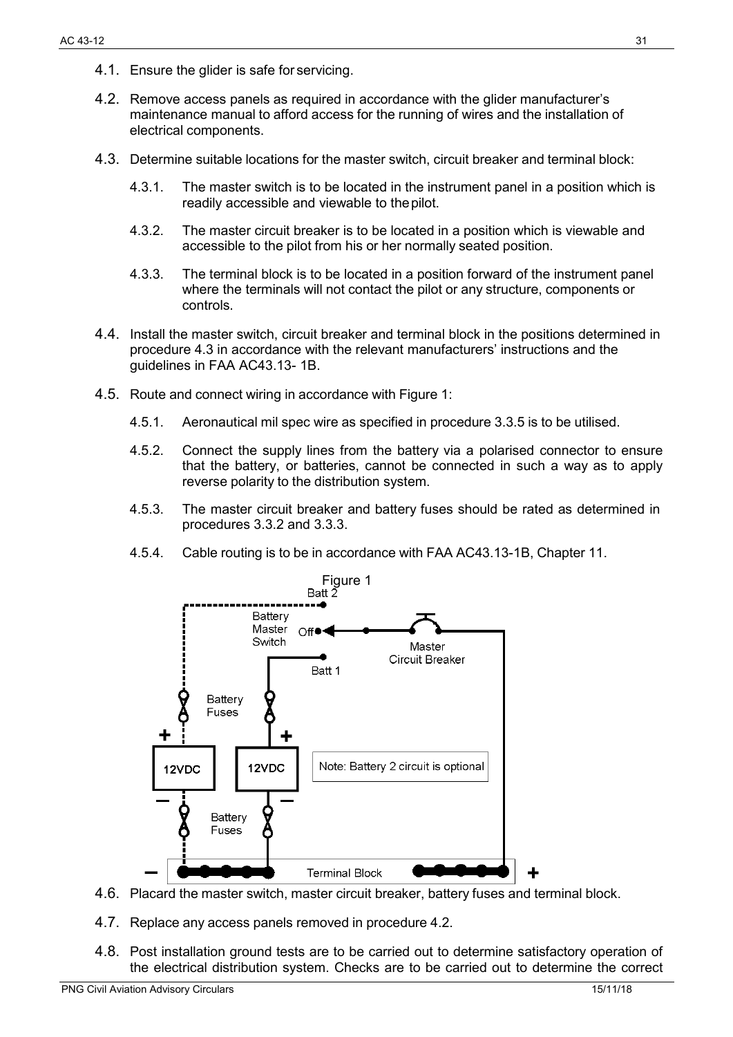4.1. Ensure the glider is safe for servicing.

4.2. Remove access panels as required in accordance with the glider manufacturer's maintenance manual to afford access for the running of wires and the installation of electrical components.

4.3. Determine suitable locations for the master switch, circuit breaker and terminal block:

   4.3.1. The master switch is to be located in the instrument panel in a position which is readily accessible and viewable to the pilot.

   4.3.2. The master circuit breaker is to be located in a position which is viewable and accessible to the pilot from his or her normally seated position.

   4.3.3. The terminal block is to be located in a position forward of the instrument panel where the terminals will not contact the pilot or any structure, components or controls.

4.4. Install the master switch, circuit breaker and terminal block in the positions determined in procedure 4.3 in accordance with the relevant manufacturers' instructions and the guidelines in FAA AC43.13- 1B.

4.5. Route and connect wiring in accordance with Figure 1:

   4.5.1. Aeronautical mil spec wire as specified in procedure 3.3.5 is to be utilised.

   4.5.2. Connect the supply lines from the battery via a polarised connector to ensure that the battery, or batteries, cannot be connected in such a way as to apply reverse polarity to the distribution system.

   4.5.3. The master circuit breaker and battery fuses should be rated as determined in procedures 3.3.2 and 3.3.3.

   4.5.4. Cable routing is to be in accordance with FAA AC43.13-1B, Chapter 11.

Figure 1

Batt 2 · Battery Master Switch · Off · Master Circuit Breaker · Batt 1 · Battery Fuses · + · 12VDC · 12VDC · Note: Battery 2 circuit is optional · – · Battery Fuses · – · Terminal Block · +

4.6. Placard the master switch, master circuit breaker, battery fuses and terminal block.

4.7. Replace any access panels removed in procedure 4.2.

4.8. Post installation ground tests are to be carried out to determine satisfactory operation of the electrical distribution system. Checks are to be carried out to determine the correct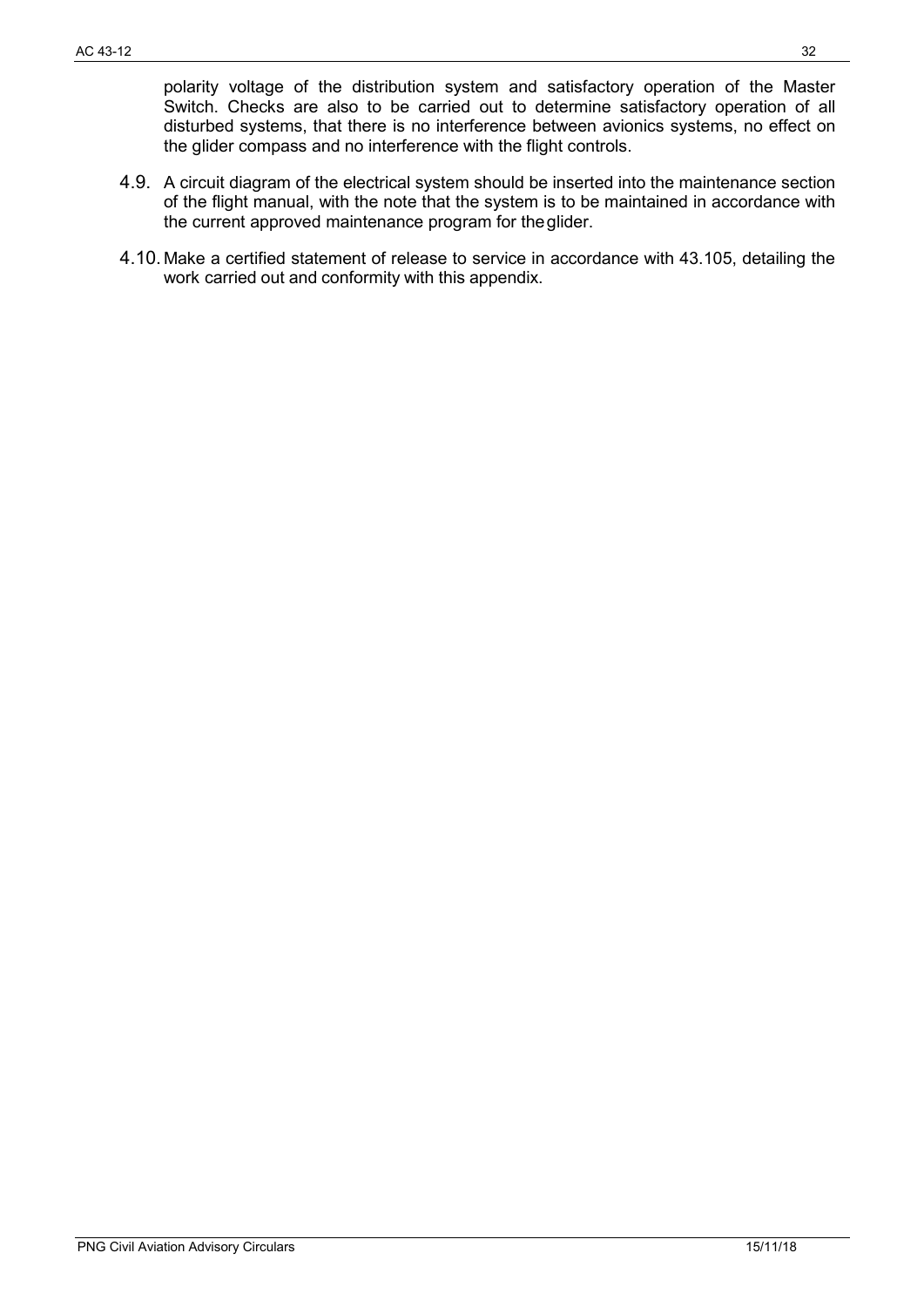polarity voltage of the distribution system and satisfactory operation of the Master Switch. Checks are also to be carried out to determine satisfactory operation of all disturbed systems, that there is no interference between avionics systems, no effect on the glider compass and no interference with the flight controls.

4.9. A circuit diagram of the electrical system should be inserted into the maintenance section of the flight manual, with the note that the system is to be maintained in accordance with the current approved maintenance program for the glider.

4.10. Make a certified statement of release to service in accordance with 43.105, detailing the work carried out and conformity with this appendix.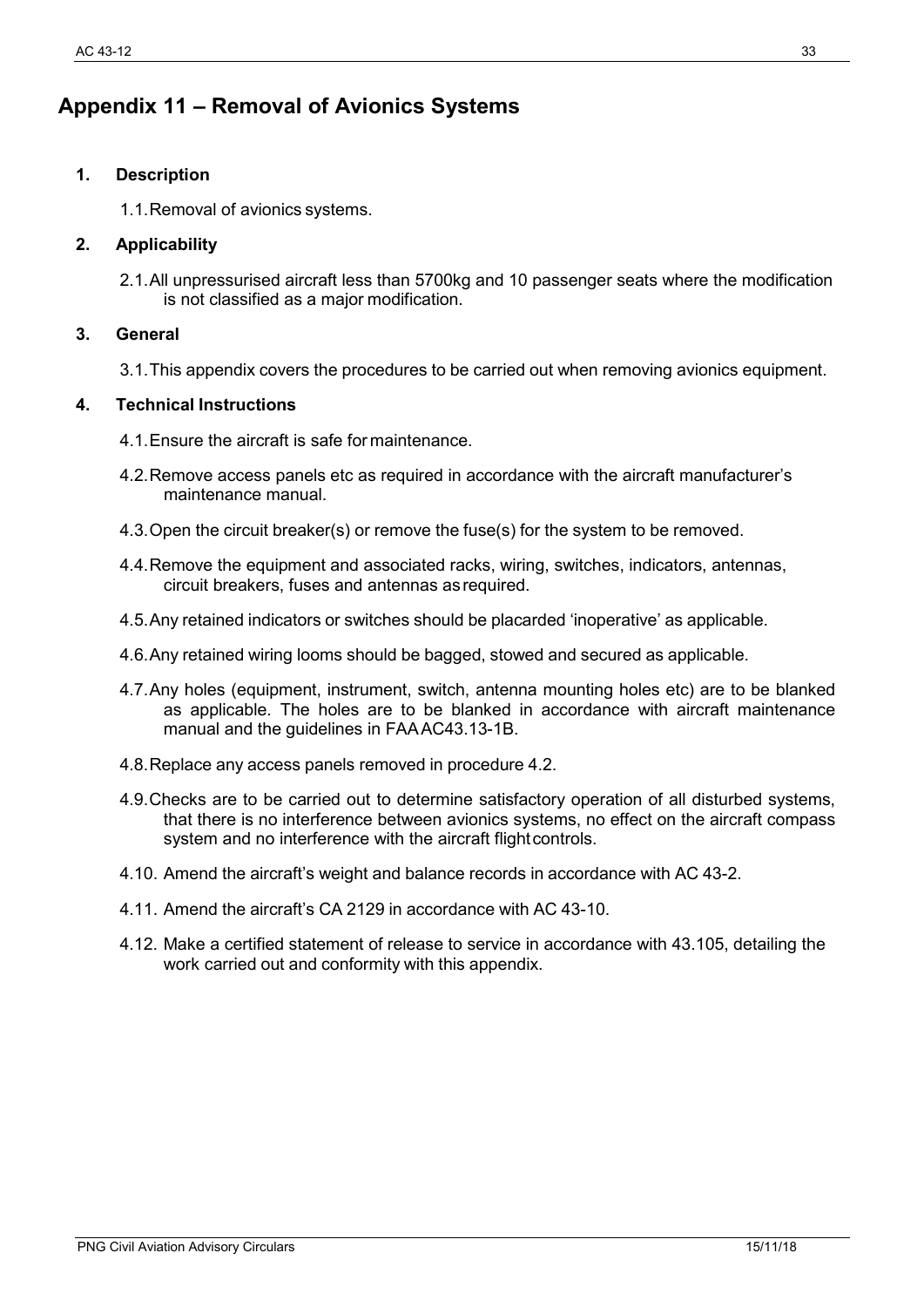# Appendix 11 – Removal of Avionics Systems

## 1. Description

1.1. Removal of avionics systems.

## 2. Applicability

2.1. All unpressurised aircraft less than 5700kg and 10 passenger seats where the modification is not classified as a major modification.

## 3. General

3.1. This appendix covers the procedures to be carried out when removing avionics equipment.

## 4. Technical Instructions

4.1. Ensure the aircraft is safe for maintenance.

4.2. Remove access panels etc as required in accordance with the aircraft manufacturer's maintenance manual.

4.3. Open the circuit breaker(s) or remove the fuse(s) for the system to be removed.

4.4. Remove the equipment and associated racks, wiring, switches, indicators, antennas, circuit breakers, fuses and antennas as required.

4.5. Any retained indicators or switches should be placarded 'inoperative' as applicable.

4.6. Any retained wiring looms should be bagged, stowed and secured as applicable.

4.7. Any holes (equipment, instrument, switch, antenna mounting holes etc) are to be blanked as applicable. The holes are to be blanked in accordance with aircraft maintenance manual and the guidelines in FAA AC43.13-1B.

4.8. Replace any access panels removed in procedure 4.2.

4.9. Checks are to be carried out to determine satisfactory operation of all disturbed systems, that there is no interference between avionics systems, no effect on the aircraft compass system and no interference with the aircraft flight controls.

4.10. Amend the aircraft's weight and balance records in accordance with AC 43-2.

4.11. Amend the aircraft's CA 2129 in accordance with AC 43-10.

4.12. Make a certified statement of release to service in accordance with 43.105, detailing the work carried out and conformity with this appendix.